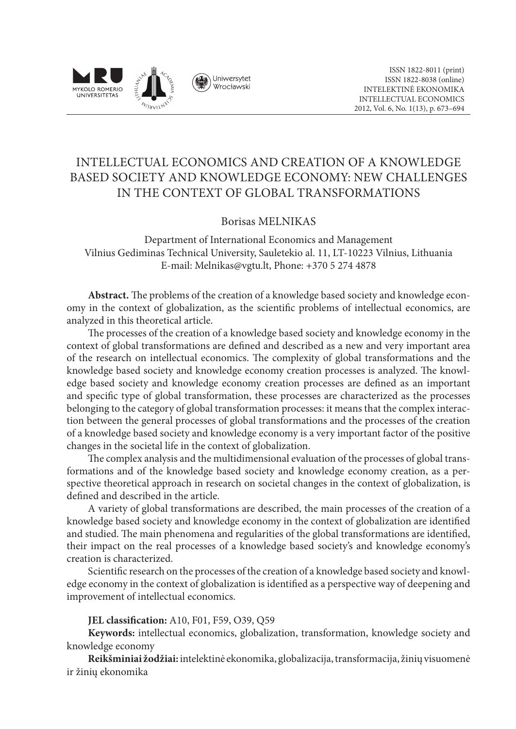ISSN 1822-8011 (print)
ISSN 1822-8038 (online)
INTELEKTINĖ EKONOMIKA
INTELLECTUAL ECONOMICS
2012, Vol. 6, No. 1(13), p. 673–694

# INTELLECTUAL ECONOMICS AND CREATION OF A KNOWLEDGE BASED SOCIETY AND KNOWLEDGE ECONOMY: NEW CHALLENGES IN THE CONTEXT OF GLOBAL TRANSFORMATIONS

Borisas MELNIKAS

Department of International Economics and Management
Vilnius Gediminas Technical University, Sauletekio al. 11, LT-10223 Vilnius, Lithuania
E-mail: Melnikas@vgtu.lt, Phone: +370 5 274 4878

**Abstract.** The problems of the creation of a knowledge based society and knowledge economy in the context of globalization, as the scientific problems of intellectual economics, are analyzed in this theoretical article.

The processes of the creation of a knowledge based society and knowledge economy in the context of global transformations are defined and described as a new and very important area of the research on intellectual economics. The complexity of global transformations and the knowledge based society and knowledge economy creation processes is analyzed. The knowledge based society and knowledge economy creation processes are defined as an important and specific type of global transformation, these processes are characterized as the processes belonging to the category of global transformation processes: it means that the complex interaction between the general processes of global transformations and the processes of the creation of a knowledge based society and knowledge economy is a very important factor of the positive changes in the societal life in the context of globalization.

The complex analysis and the multidimensional evaluation of the processes of global transformations and of the knowledge based society and knowledge economy creation, as a perspective theoretical approach in research on societal changes in the context of globalization, is defined and described in the article.

A variety of global transformations are described, the main processes of the creation of a knowledge based society and knowledge economy in the context of globalization are identified and studied. The main phenomena and regularities of the global transformations are identified, their impact on the real processes of a knowledge based society's and knowledge economy's creation is characterized.

Scientific research on the processes of the creation of a knowledge based society and knowledge economy in the context of globalization is identified as a perspective way of deepening and improvement of intellectual economics.

**JEL classification:** A10, F01, F59, O39, Q59

**Keywords:** intellectual economics, globalization, transformation, knowledge society and knowledge economy

**Reikšminiai žodžiai:** intelektinė ekonomika, globalizacija, transformacija, žinių visuomenė ir žinių ekonomika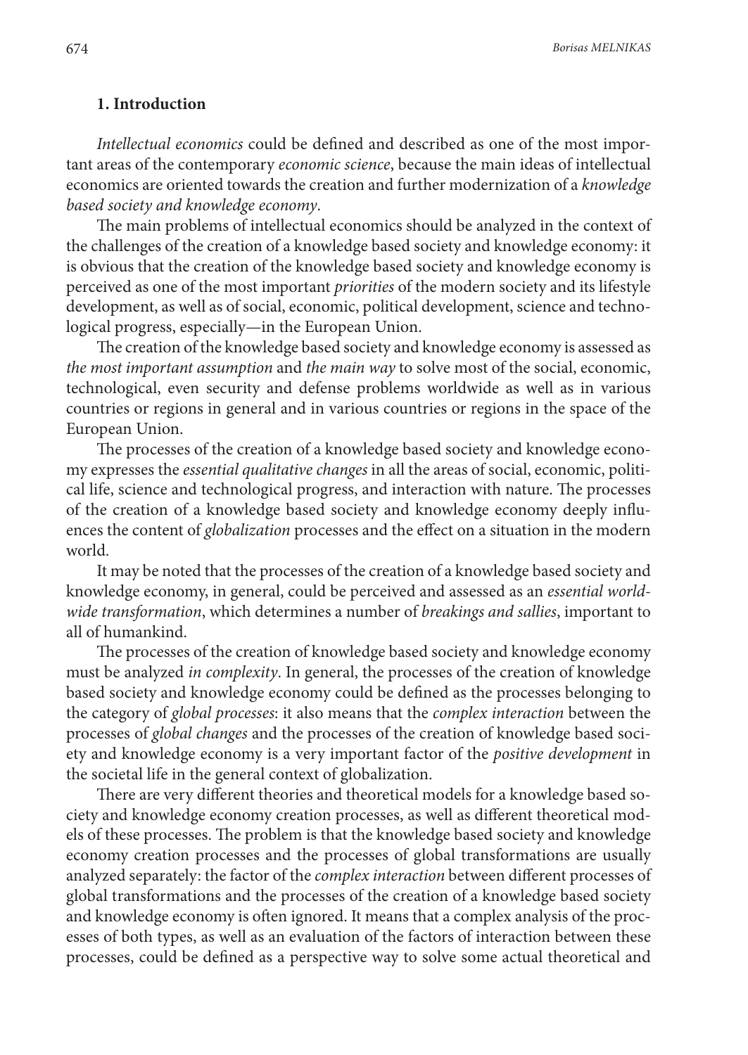## 1. Introduction

*Intellectual economics* could be defined and described as one of the most important areas of the contemporary *economic science*, because the main ideas of intellectual economics are oriented towards the creation and further modernization of a *knowledge based society and knowledge economy*.

The main problems of intellectual economics should be analyzed in the context of the challenges of the creation of a knowledge based society and knowledge economy: it is obvious that the creation of the knowledge based society and knowledge economy is perceived as one of the most important *priorities* of the modern society and its lifestyle development, as well as of social, economic, political development, science and technological progress, especially—in the European Union.

The creation of the knowledge based society and knowledge economy is assessed as *the most important assumption* and *the main way* to solve most of the social, economic, technological, even security and defense problems worldwide as well as in various countries or regions in general and in various countries or regions in the space of the European Union.

The processes of the creation of a knowledge based society and knowledge economy expresses the *essential qualitative changes* in all the areas of social, economic, political life, science and technological progress, and interaction with nature. The processes of the creation of a knowledge based society and knowledge economy deeply influences the content of *globalization* processes and the effect on a situation in the modern world.

It may be noted that the processes of the creation of a knowledge based society and knowledge economy, in general, could be perceived and assessed as an *essential worldwide transformation*, which determines a number of *breakings and sallies*, important to all of humankind.

The processes of the creation of knowledge based society and knowledge economy must be analyzed *in complexity*. In general, the processes of the creation of knowledge based society and knowledge economy could be defined as the processes belonging to the category of *global processes*: it also means that the *complex interaction* between the processes of *global changes* and the processes of the creation of knowledge based society and knowledge economy is a very important factor of the *positive development* in the societal life in the general context of globalization.

There are very different theories and theoretical models for a knowledge based society and knowledge economy creation processes, as well as different theoretical models of these processes. The problem is that the knowledge based society and knowledge economy creation processes and the processes of global transformations are usually analyzed separately: the factor of the *complex interaction* between different processes of global transformations and the processes of the creation of a knowledge based society and knowledge economy is often ignored. It means that a complex analysis of the processes of both types, as well as an evaluation of the factors of interaction between these processes, could be defined as a perspective way to solve some actual theoretical and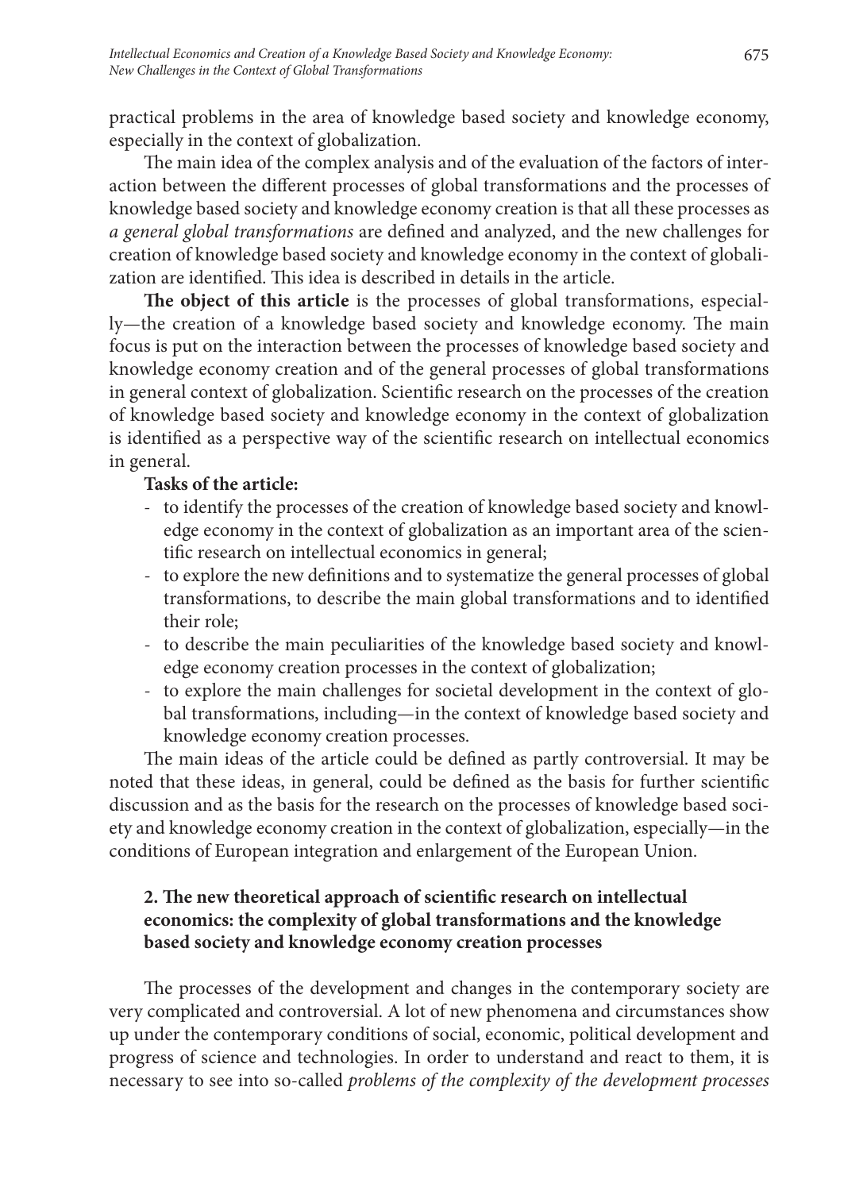practical problems in the area of knowledge based society and knowledge economy, especially in the context of globalization.

The main idea of the complex analysis and of the evaluation of the factors of interaction between the different processes of global transformations and the processes of knowledge based society and knowledge economy creation is that all these processes as *a general global transformations* are defined and analyzed, and the new challenges for creation of knowledge based society and knowledge economy in the context of globalization are identified. This idea is described in details in the article.

**The object of this article** is the processes of global transformations, especially—the creation of a knowledge based society and knowledge economy. The main focus is put on the interaction between the processes of knowledge based society and knowledge economy creation and of the general processes of global transformations in general context of globalization. Scientific research on the processes of the creation of knowledge based society and knowledge economy in the context of globalization is identified as a perspective way of the scientific research on intellectual economics in general.

**Tasks of the article:**

- to identify the processes of the creation of knowledge based society and knowledge economy in the context of globalization as an important area of the scientific research on intellectual economics in general;
- to explore the new definitions and to systematize the general processes of global transformations, to describe the main global transformations and to identified their role;
- to describe the main peculiarities of the knowledge based society and knowledge economy creation processes in the context of globalization;
- to explore the main challenges for societal development in the context of global transformations, including—in the context of knowledge based society and knowledge economy creation processes.

The main ideas of the article could be defined as partly controversial. It may be noted that these ideas, in general, could be defined as the basis for further scientific discussion and as the basis for the research on the processes of knowledge based society and knowledge economy creation in the context of globalization, especially—in the conditions of European integration and enlargement of the European Union.

## 2. The new theoretical approach of scientific research on intellectual economics: the complexity of global transformations and the knowledge based society and knowledge economy creation processes

The processes of the development and changes in the contemporary society are very complicated and controversial. A lot of new phenomena and circumstances show up under the contemporary conditions of social, economic, political development and progress of science and technologies. In order to understand and react to them, it is necessary to see into so-called *problems of the complexity of the development processes*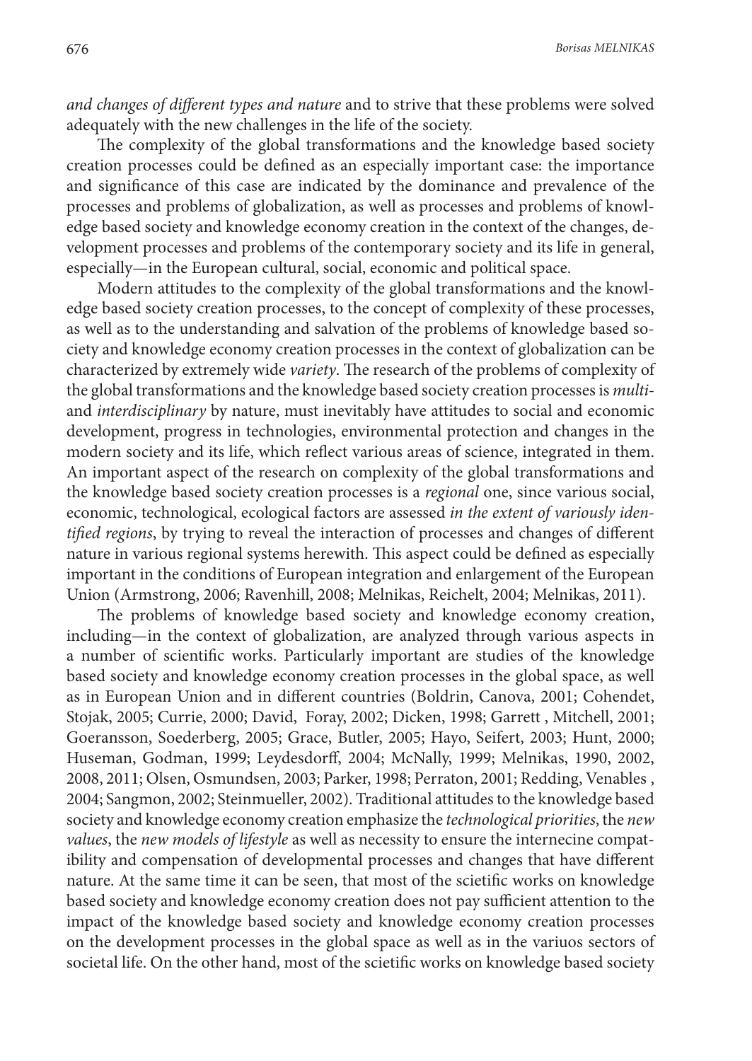*and changes of different types and nature* and to strive that these problems were solved adequately with the new challenges in the life of the society.

The complexity of the global transformations and the knowledge based society creation processes could be defined as an especially important case: the importance and significance of this case are indicated by the dominance and prevalence of the processes and problems of globalization, as well as processes and problems of knowledge based society and knowledge economy creation in the context of the changes, development processes and problems of the contemporary society and its life in general, especially—in the European cultural, social, economic and political space.

Modern attitudes to the complexity of the global transformations and the knowledge based society creation processes, to the concept of complexity of these processes, as well as to the understanding and salvation of the problems of knowledge based society and knowledge economy creation processes in the context of globalization can be characterized by extremely wide *variety*. The research of the problems of complexity of the global transformations and the knowledge based society creation processes is *multi-* and *interdisciplinary* by nature, must inevitably have attitudes to social and economic development, progress in technologies, environmental protection and changes in the modern society and its life, which reflect various areas of science, integrated in them. An important aspect of the research on complexity of the global transformations and the knowledge based society creation processes is a *regional* one, since various social, economic, technological, ecological factors are assessed *in the extent of variously identified regions*, by trying to reveal the interaction of processes and changes of different nature in various regional systems herewith. This aspect could be defined as especially important in the conditions of European integration and enlargement of the European Union (Armstrong, 2006; Ravenhill, 2008; Melnikas, Reichelt, 2004; Melnikas, 2011).

The problems of knowledge based society and knowledge economy creation, including—in the context of globalization, are analyzed through various aspects in a number of scientific works. Particularly important are studies of the knowledge based society and knowledge economy creation processes in the global space, as well as in European Union and in different countries (Boldrin, Canova, 2001; Cohendet, Stojak, 2005; Currie, 2000; David, Foray, 2002; Dicken, 1998; Garrett , Mitchell, 2001; Goeransson, Soederberg, 2005; Grace, Butler, 2005; Hayo, Seifert, 2003; Hunt, 2000; Huseman, Godman, 1999; Leydesdorff, 2004; McNally, 1999; Melnikas, 1990, 2002, 2008, 2011; Olsen, Osmundsen, 2003; Parker, 1998; Perraton, 2001; Redding, Venables , 2004; Sangmon, 2002; Steinmueller, 2002). Traditional attitudes to the knowledge based society and knowledge economy creation emphasize the *technological priorities*, the *new values*, the *new models of lifestyle* as well as necessity to ensure the internecine compatibility and compensation of developmental processes and changes that have different nature. At the same time it can be seen, that most of the scietific works on knowledge based society and knowledge economy creation does not pay sufficient attention to the impact of the knowledge based society and knowledge economy creation processes on the development processes in the global space as well as in the variuos sectors of societal life. On the other hand, most of the scietific works on knowledge based society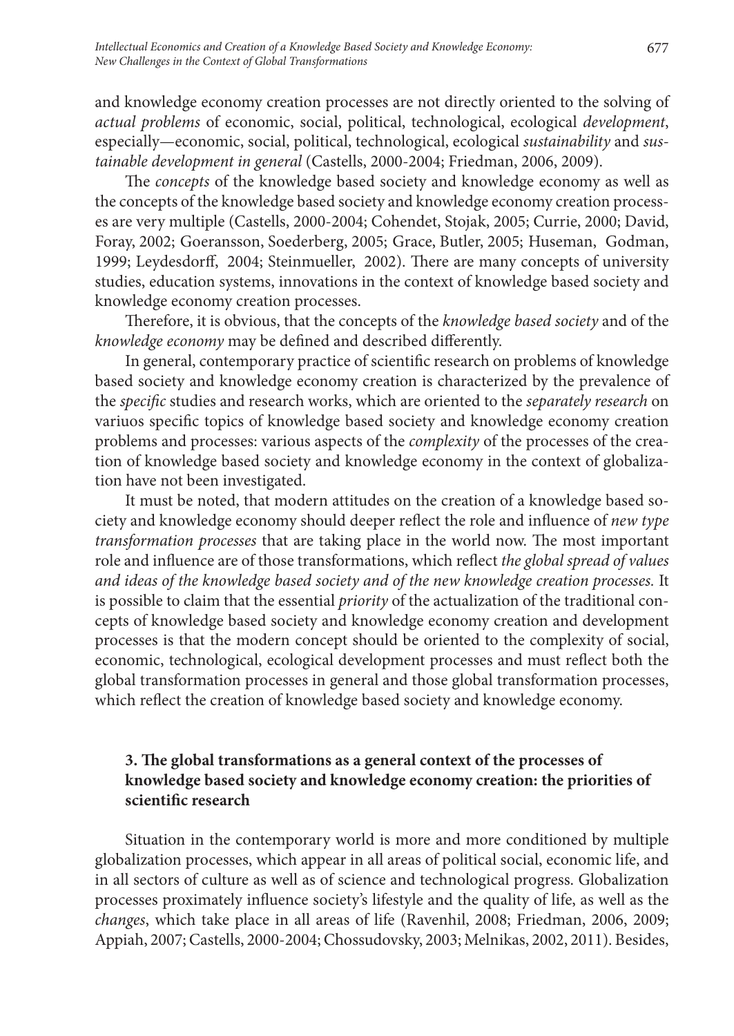and knowledge economy creation processes are not directly oriented to the solving of *actual problems* of economic, social, political, technological, ecological *development*, especially—economic, social, political, technological, ecological *sustainability* and *sustainable development in general* (Castells, 2000-2004; Friedman, 2006, 2009).

The *concepts* of the knowledge based society and knowledge economy as well as the concepts of the knowledge based society and knowledge economy creation processes are very multiple (Castells, 2000-2004; Cohendet, Stojak, 2005; Currie, 2000; David, Foray, 2002; Goeransson, Soederberg, 2005; Grace, Butler, 2005; Huseman, Godman, 1999; Leydesdorff, 2004; Steinmueller, 2002). There are many concepts of university studies, education systems, innovations in the context of knowledge based society and knowledge economy creation processes.

Therefore, it is obvious, that the concepts of the *knowledge based society* and of the *knowledge economy* may be defined and described differently.

In general, contemporary practice of scientific research on problems of knowledge based society and knowledge economy creation is characterized by the prevalence of the *specific* studies and research works, which are oriented to the *separately research* on variuos specific topics of knowledge based society and knowledge economy creation problems and processes: various aspects of the *complexity* of the processes of the creation of knowledge based society and knowledge economy in the context of globalization have not been investigated.

It must be noted, that modern attitudes on the creation of a knowledge based society and knowledge economy should deeper reflect the role and influence of *new type transformation processes* that are taking place in the world now. The most important role and influence are of those transformations, which reflect *the global spread of values and ideas of the knowledge based society and of the new knowledge creation processes.* It is possible to claim that the essential *priority* of the actualization of the traditional concepts of knowledge based society and knowledge economy creation and development processes is that the modern concept should be oriented to the complexity of social, economic, technological, ecological development processes and must reflect both the global transformation processes in general and those global transformation processes, which reflect the creation of knowledge based society and knowledge economy.

## 3. The global transformations as a general context of the processes of knowledge based society and knowledge economy creation: the priorities of scientific research

Situation in the contemporary world is more and more conditioned by multiple globalization processes, which appear in all areas of political social, economic life, and in all sectors of culture as well as of science and technological progress. Globalization processes proximately influence society's lifestyle and the quality of life, as well as the *changes*, which take place in all areas of life (Ravenhil, 2008; Friedman, 2006, 2009; Appiah, 2007; Castells, 2000-2004; Chossudovsky, 2003; Melnikas, 2002, 2011). Besides,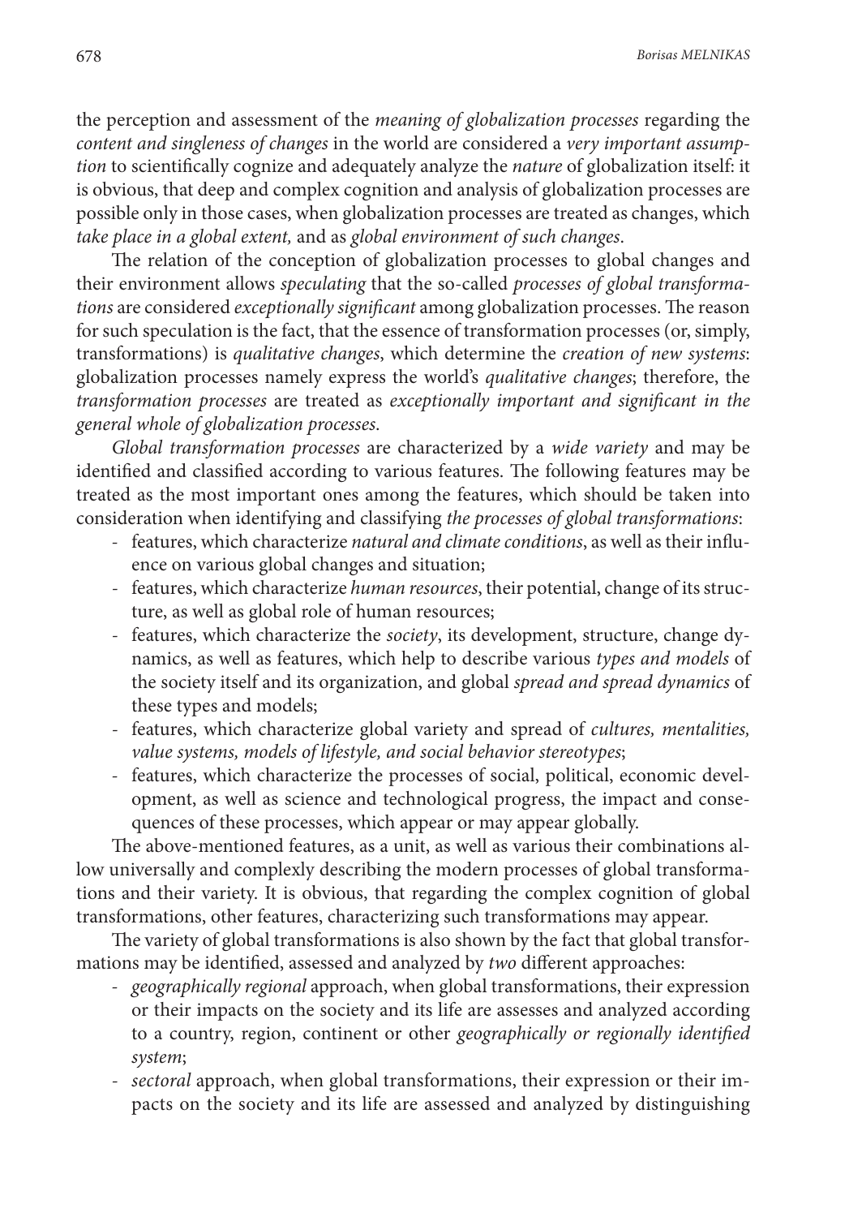the perception and assessment of the *meaning of globalization processes* regarding the *content and singleness of changes* in the world are considered a *very important assumption* to scientifically cognize and adequately analyze the *nature* of globalization itself: it is obvious, that deep and complex cognition and analysis of globalization processes are possible only in those cases, when globalization processes are treated as changes, which *take place in a global extent,* and as *global environment of such changes*.

The relation of the conception of globalization processes to global changes and their environment allows *speculating* that the so-called *processes of global transformations* are considered *exceptionally significant* among globalization processes. The reason for such speculation is the fact, that the essence of transformation processes (or, simply, transformations) is *qualitative changes*, which determine the *creation of new systems*: globalization processes namely express the world's *qualitative changes*; therefore, the *transformation processes* are treated as *exceptionally important and significant in the general whole of globalization processes*.

*Global transformation processes* are characterized by a *wide variety* and may be identified and classified according to various features. The following features may be treated as the most important ones among the features, which should be taken into consideration when identifying and classifying *the processes of global transformations*:

- features, which characterize *natural and climate conditions*, as well as their influence on various global changes and situation;
- features, which characterize *human resources*, their potential, change of its structure, as well as global role of human resources;
- features, which characterize the *society*, its development, structure, change dynamics, as well as features, which help to describe various *types and models* of the society itself and its organization, and global *spread and spread dynamics* of these types and models;
- features, which characterize global variety and spread of *cultures, mentalities, value systems, models of lifestyle, and social behavior stereotypes*;
- features, which characterize the processes of social, political, economic development, as well as science and technological progress, the impact and consequences of these processes, which appear or may appear globally.

The above-mentioned features, as a unit, as well as various their combinations allow universally and complexly describing the modern processes of global transformations and their variety. It is obvious, that regarding the complex cognition of global transformations, other features, characterizing such transformations may appear.

The variety of global transformations is also shown by the fact that global transformations may be identified, assessed and analyzed by *two* different approaches:

- *geographically regional* approach, when global transformations, their expression or their impacts on the society and its life are assesses and analyzed according to a country, region, continent or other *geographically or regionally identified system*;
- *sectoral* approach, when global transformations, their expression or their impacts on the society and its life are assessed and analyzed by distinguishing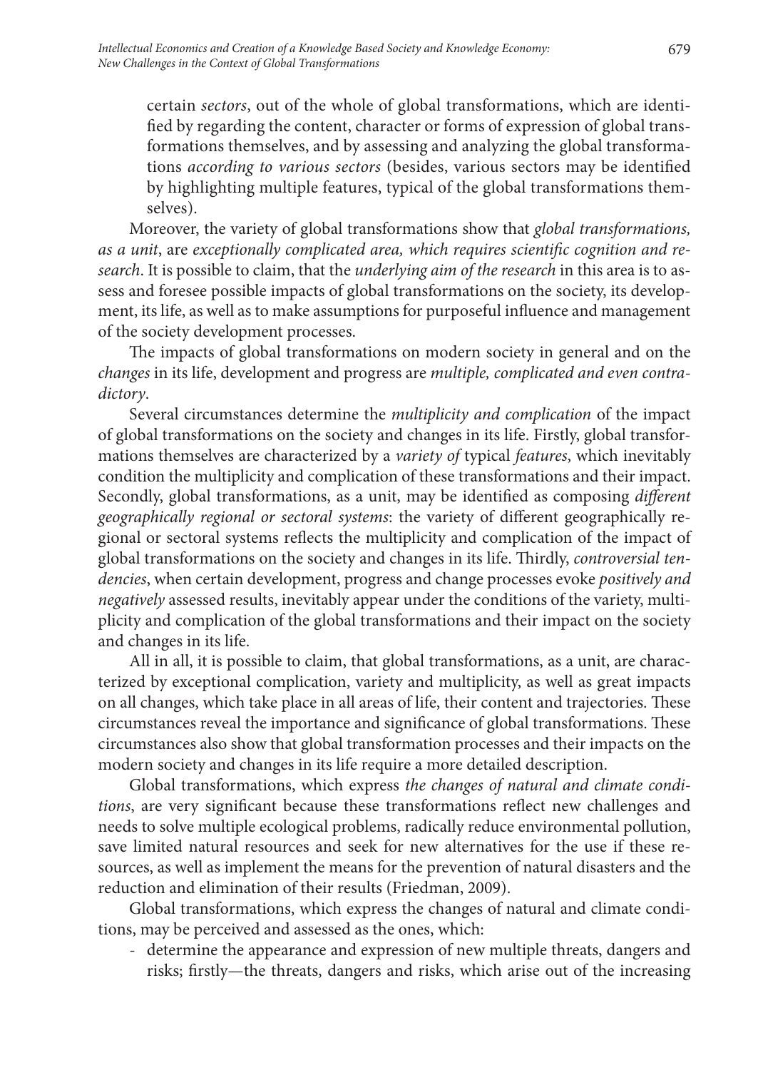certain *sectors*, out of the whole of global transformations, which are identified by regarding the content, character or forms of expression of global transformations themselves, and by assessing and analyzing the global transformations *according to various sectors* (besides, various sectors may be identified by highlighting multiple features, typical of the global transformations themselves).

Moreover, the variety of global transformations show that *global transformations, as a unit*, are *exceptionally complicated area, which requires scientific cognition and research*. It is possible to claim, that the *underlying aim of the research* in this area is to assess and foresee possible impacts of global transformations on the society, its development, its life, as well as to make assumptions for purposeful influence and management of the society development processes.

The impacts of global transformations on modern society in general and on the *changes* in its life, development and progress are *multiple, complicated and even contradictory*.

Several circumstances determine the *multiplicity and complication* of the impact of global transformations on the society and changes in its life. Firstly, global transformations themselves are characterized by a *variety of* typical *features*, which inevitably condition the multiplicity and complication of these transformations and their impact. Secondly, global transformations, as a unit, may be identified as composing *different geographically regional or sectoral systems*: the variety of different geographically regional or sectoral systems reflects the multiplicity and complication of the impact of global transformations on the society and changes in its life. Thirdly, *controversial tendencies*, when certain development, progress and change processes evoke *positively and negatively* assessed results, inevitably appear under the conditions of the variety, multiplicity and complication of the global transformations and their impact on the society and changes in its life.

All in all, it is possible to claim, that global transformations, as a unit, are characterized by exceptional complication, variety and multiplicity, as well as great impacts on all changes, which take place in all areas of life, their content and trajectories. These circumstances reveal the importance and significance of global transformations. These circumstances also show that global transformation processes and their impacts on the modern society and changes in its life require a more detailed description.

Global transformations, which express *the changes of natural and climate conditions*, are very significant because these transformations reflect new challenges and needs to solve multiple ecological problems, radically reduce environmental pollution, save limited natural resources and seek for new alternatives for the use if these resources, as well as implement the means for the prevention of natural disasters and the reduction and elimination of their results (Friedman, 2009).

Global transformations, which express the changes of natural and climate conditions, may be perceived and assessed as the ones, which:

- determine the appearance and expression of new multiple threats, dangers and risks; firstly—the threats, dangers and risks, which arise out of the increasing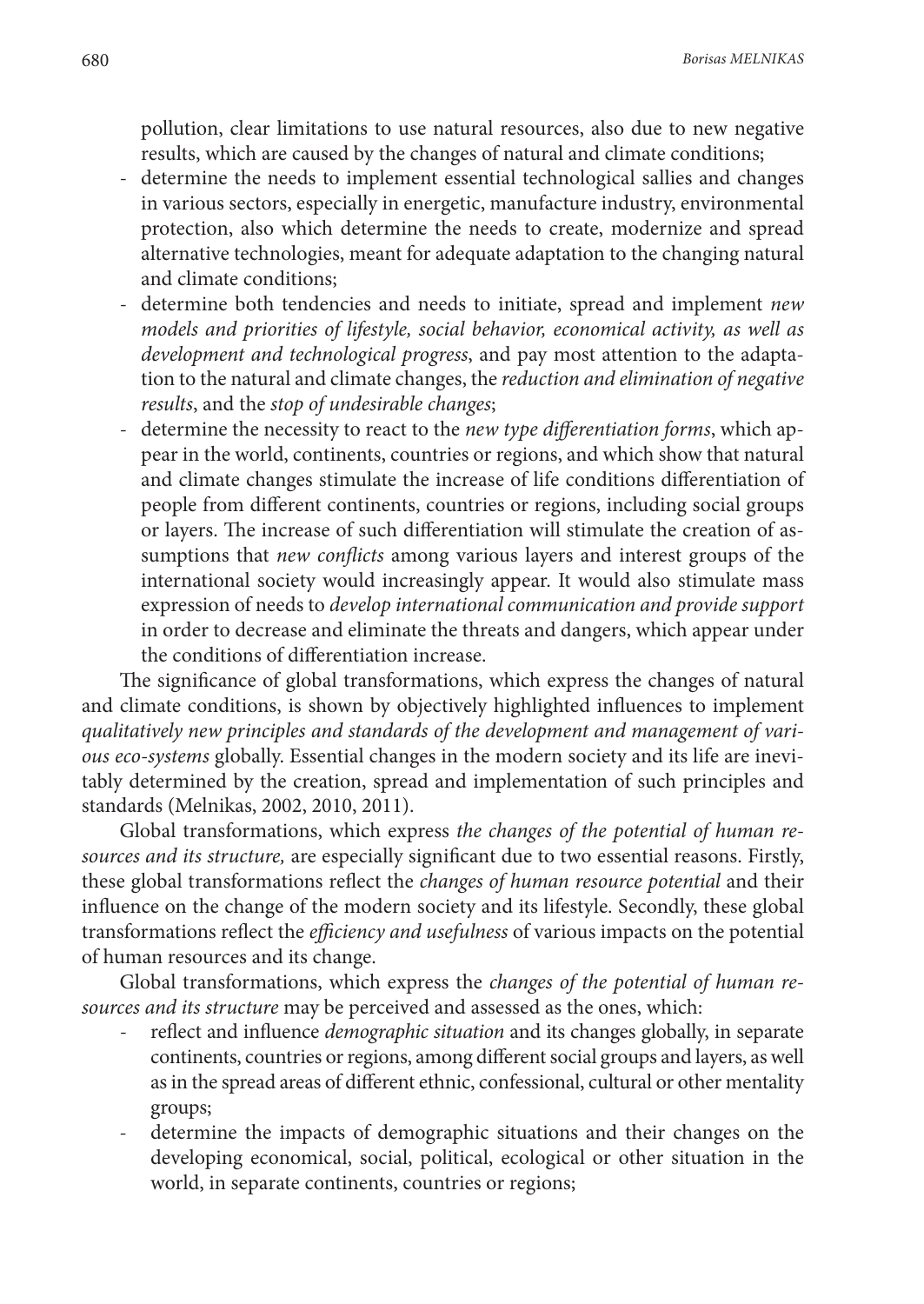pollution, clear limitations to use natural resources, also due to new negative results, which are caused by the changes of natural and climate conditions;

- determine the needs to implement essential technological sallies and changes in various sectors, especially in energetic, manufacture industry, environmental protection, also which determine the needs to create, modernize and spread alternative technologies, meant for adequate adaptation to the changing natural and climate conditions;
- determine both tendencies and needs to initiate, spread and implement *new models and priorities of lifestyle, social behavior, economical activity, as well as development and technological progress*, and pay most attention to the adaptation to the natural and climate changes, the *reduction and elimination of negative results*, and the *stop of undesirable changes*;
- determine the necessity to react to the *new type differentiation forms*, which appear in the world, continents, countries or regions, and which show that natural and climate changes stimulate the increase of life conditions differentiation of people from different continents, countries or regions, including social groups or layers. The increase of such differentiation will stimulate the creation of assumptions that *new conflicts* among various layers and interest groups of the international society would increasingly appear. It would also stimulate mass expression of needs to *develop international communication and provide support* in order to decrease and eliminate the threats and dangers, which appear under the conditions of differentiation increase.

The significance of global transformations, which express the changes of natural and climate conditions, is shown by objectively highlighted influences to implement *qualitatively new principles and standards of the development and management of various eco-systems* globally. Essential changes in the modern society and its life are inevitably determined by the creation, spread and implementation of such principles and standards (Melnikas, 2002, 2010, 2011).

Global transformations, which express *the changes of the potential of human resources and its structure,* are especially significant due to two essential reasons. Firstly, these global transformations reflect the *changes of human resource potential* and their influence on the change of the modern society and its lifestyle. Secondly, these global transformations reflect the *efficiency and usefulness* of various impacts on the potential of human resources and its change.

Global transformations, which express the *changes of the potential of human resources and its structure* may be perceived and assessed as the ones, which:

- reflect and influence *demographic situation* and its changes globally, in separate continents, countries or regions, among different social groups and layers, as well as in the spread areas of different ethnic, confessional, cultural or other mentality groups;
- determine the impacts of demographic situations and their changes on the developing economical, social, political, ecological or other situation in the world, in separate continents, countries or regions;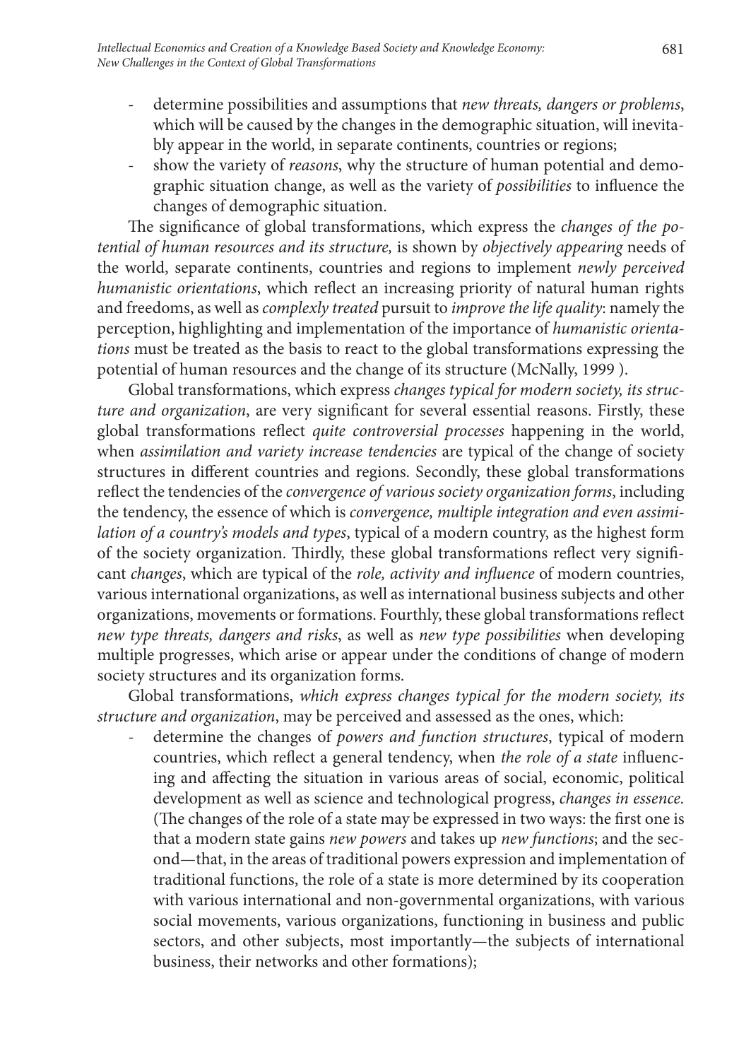- determine possibilities and assumptions that *new threats, dangers or problems*, which will be caused by the changes in the demographic situation, will inevitably appear in the world, in separate continents, countries or regions;
- show the variety of *reasons*, why the structure of human potential and demographic situation change, as well as the variety of *possibilities* to influence the changes of demographic situation.

The significance of global transformations, which express the *changes of the potential of human resources and its structure,* is shown by *objectively appearing* needs of the world, separate continents, countries and regions to implement *newly perceived humanistic orientations*, which reflect an increasing priority of natural human rights and freedoms, as well as *complexly treated* pursuit to *improve the life quality*: namely the perception, highlighting and implementation of the importance of *humanistic orientations* must be treated as the basis to react to the global transformations expressing the potential of human resources and the change of its structure (McNally, 1999 ).

Global transformations, which express *changes typical for modern society, its structure and organization*, are very significant for several essential reasons. Firstly, these global transformations reflect *quite controversial processes* happening in the world, when *assimilation and variety increase tendencies* are typical of the change of society structures in different countries and regions. Secondly, these global transformations reflect the tendencies of the *convergence of various society organization forms*, including the tendency, the essence of which is *convergence, multiple integration and even assimilation of a country's models and types*, typical of a modern country, as the highest form of the society organization. Thirdly, these global transformations reflect very significant *changes*, which are typical of the *role, activity and influence* of modern countries, various international organizations, as well as international business subjects and other organizations, movements or formations. Fourthly, these global transformations reflect *new type threats, dangers and risks*, as well as *new type possibilities* when developing multiple progresses, which arise or appear under the conditions of change of modern society structures and its organization forms.

Global transformations, *which express changes typical for the modern society, its structure and organization*, may be perceived and assessed as the ones, which:

- determine the changes of *powers and function structures*, typical of modern countries, which reflect a general tendency, when *the role of a state* influencing and affecting the situation in various areas of social, economic, political development as well as science and technological progress, *changes in essence.* (The changes of the role of a state may be expressed in two ways: the first one is that a modern state gains *new powers* and takes up *new functions*; and the second—that, in the areas of traditional powers expression and implementation of traditional functions, the role of a state is more determined by its cooperation with various international and non-governmental organizations, with various social movements, various organizations, functioning in business and public sectors, and other subjects, most importantly—the subjects of international business, their networks and other formations);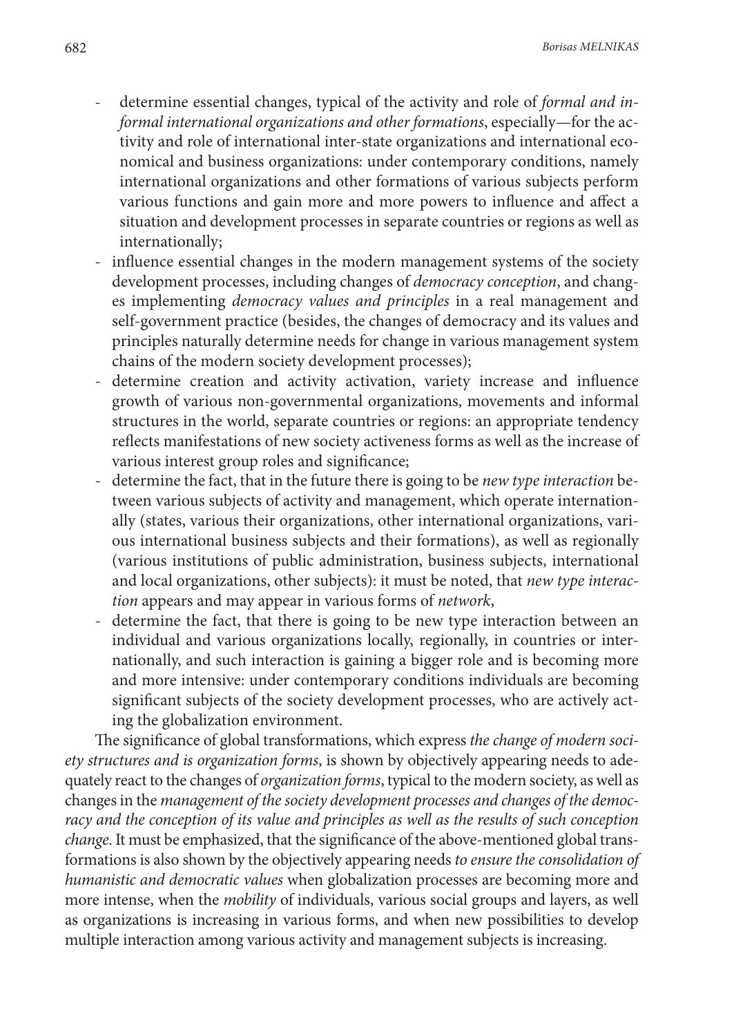- determine essential changes, typical of the activity and role of *formal and informal international organizations and other formations*, especially—for the activity and role of international inter-state organizations and international economical and business organizations: under contemporary conditions, namely international organizations and other formations of various subjects perform various functions and gain more and more powers to influence and affect a situation and development processes in separate countries or regions as well as internationally;
- influence essential changes in the modern management systems of the society development processes, including changes of *democracy conception*, and changes implementing *democracy values and principles* in a real management and self-government practice (besides, the changes of democracy and its values and principles naturally determine needs for change in various management system chains of the modern society development processes);
- determine creation and activity activation, variety increase and influence growth of various non-governmental organizations, movements and informal structures in the world, separate countries or regions: an appropriate tendency reflects manifestations of new society activeness forms as well as the increase of various interest group roles and significance;
- determine the fact, that in the future there is going to be *new type interaction* between various subjects of activity and management, which operate internationally (states, various their organizations, other international organizations, various international business subjects and their formations), as well as regionally (various institutions of public administration, business subjects, international and local organizations, other subjects): it must be noted, that *new type interaction* appears and may appear in various forms of *network*,
- determine the fact, that there is going to be new type interaction between an individual and various organizations locally, regionally, in countries or internationally, and such interaction is gaining a bigger role and is becoming more and more intensive: under contemporary conditions individuals are becoming significant subjects of the society development processes, who are actively acting the globalization environment.

The significance of global transformations, which express *the change of modern society structures and is organization forms*, is shown by objectively appearing needs to adequately react to the changes of *organization forms*, typical to the modern society, as well as changes in the *management of the society development processes and changes of the democracy and the conception of its value and principles as well as the results of such conception change*. It must be emphasized, that the significance of the above-mentioned global transformations is also shown by the objectively appearing needs *to ensure the consolidation of humanistic and democratic values* when globalization processes are becoming more and more intense, when the *mobility* of individuals, various social groups and layers, as well as organizations is increasing in various forms, and when new possibilities to develop multiple interaction among various activity and management subjects is increasing.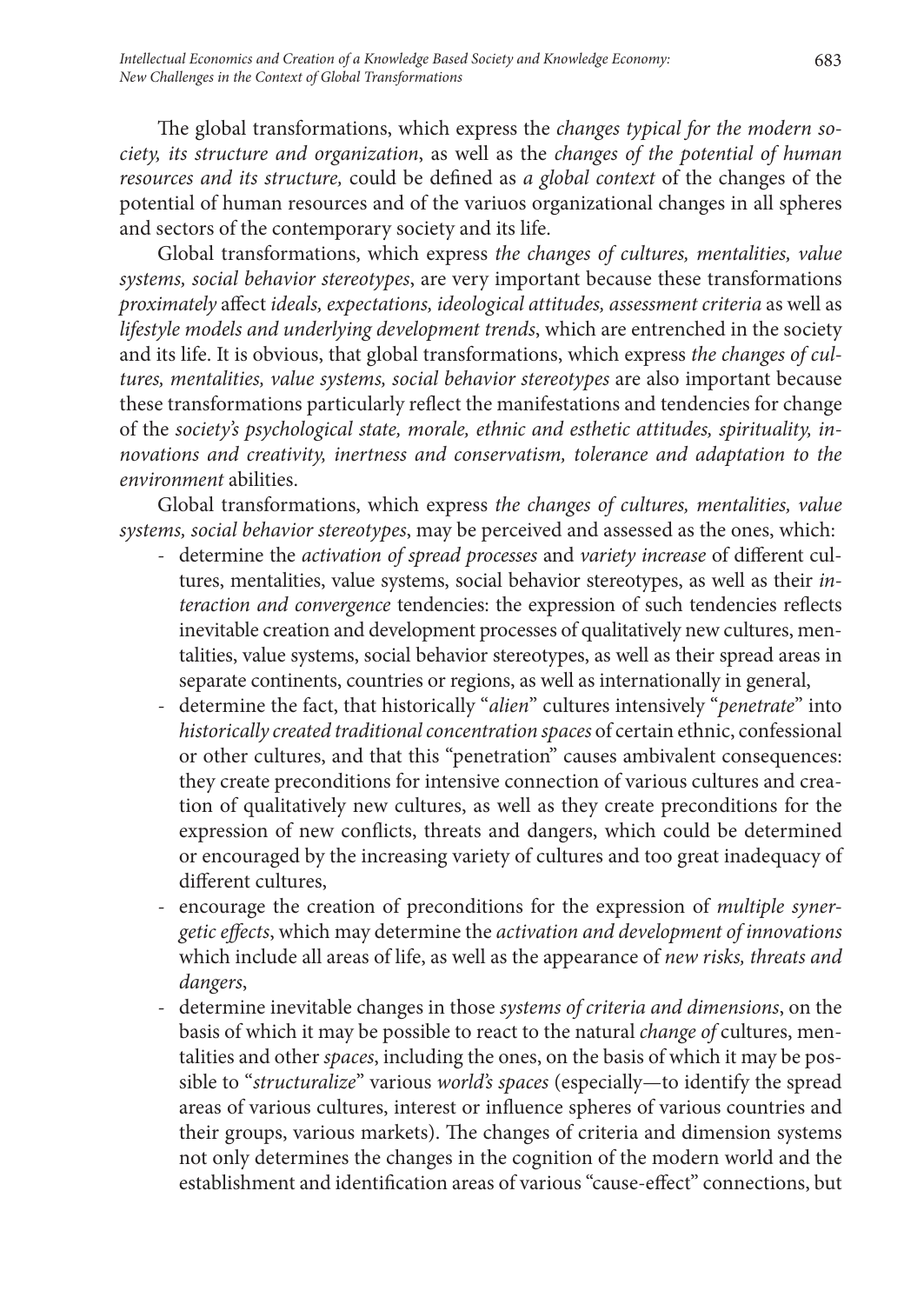The global transformations, which express the *changes typical for the modern society, its structure and organization*, as well as the *changes of the potential of human resources and its structure,* could be defined as *a global context* of the changes of the potential of human resources and of the variuos organizational changes in all spheres and sectors of the contemporary society and its life.

Global transformations, which express *the changes of cultures, mentalities, value systems, social behavior stereotypes*, are very important because these transformations *proximately* affect *ideals, expectations, ideological attitudes, assessment criteria* as well as *lifestyle models and underlying development trends*, which are entrenched in the society and its life. It is obvious, that global transformations, which express *the changes of cultures, mentalities, value systems, social behavior stereotypes* are also important because these transformations particularly reflect the manifestations and tendencies for change of the *society's psychological state, morale, ethnic and esthetic attitudes, spirituality, innovations and creativity, inertness and conservatism, tolerance and adaptation to the environment* abilities.

Global transformations, which express *the changes of cultures, mentalities, value systems, social behavior stereotypes*, may be perceived and assessed as the ones, which:

- determine the *activation of spread processes* and *variety increase* of different cultures, mentalities, value systems, social behavior stereotypes, as well as their *interaction and convergence* tendencies: the expression of such tendencies reflects inevitable creation and development processes of qualitatively new cultures, mentalities, value systems, social behavior stereotypes, as well as their spread areas in separate continents, countries or regions, as well as internationally in general,
- determine the fact, that historically "*alien*" cultures intensively "*penetrate*" into *historically created traditional concentration spaces* of certain ethnic, confessional or other cultures, and that this "penetration" causes ambivalent consequences: they create preconditions for intensive connection of various cultures and creation of qualitatively new cultures, as well as they create preconditions for the expression of new conflicts, threats and dangers, which could be determined or encouraged by the increasing variety of cultures and too great inadequacy of different cultures,
- encourage the creation of preconditions for the expression of *multiple synergetic effects*, which may determine the *activation and development of innovations* which include all areas of life, as well as the appearance of *new risks, threats and dangers*,
- determine inevitable changes in those *systems of criteria and dimensions*, on the basis of which it may be possible to react to the natural *change of* cultures, mentalities and other *spaces*, including the ones, on the basis of which it may be possible to "*structuralize*" various *world's spaces* (especially—to identify the spread areas of various cultures, interest or influence spheres of various countries and their groups, various markets). The changes of criteria and dimension systems not only determines the changes in the cognition of the modern world and the establishment and identification areas of various "cause-effect" connections, but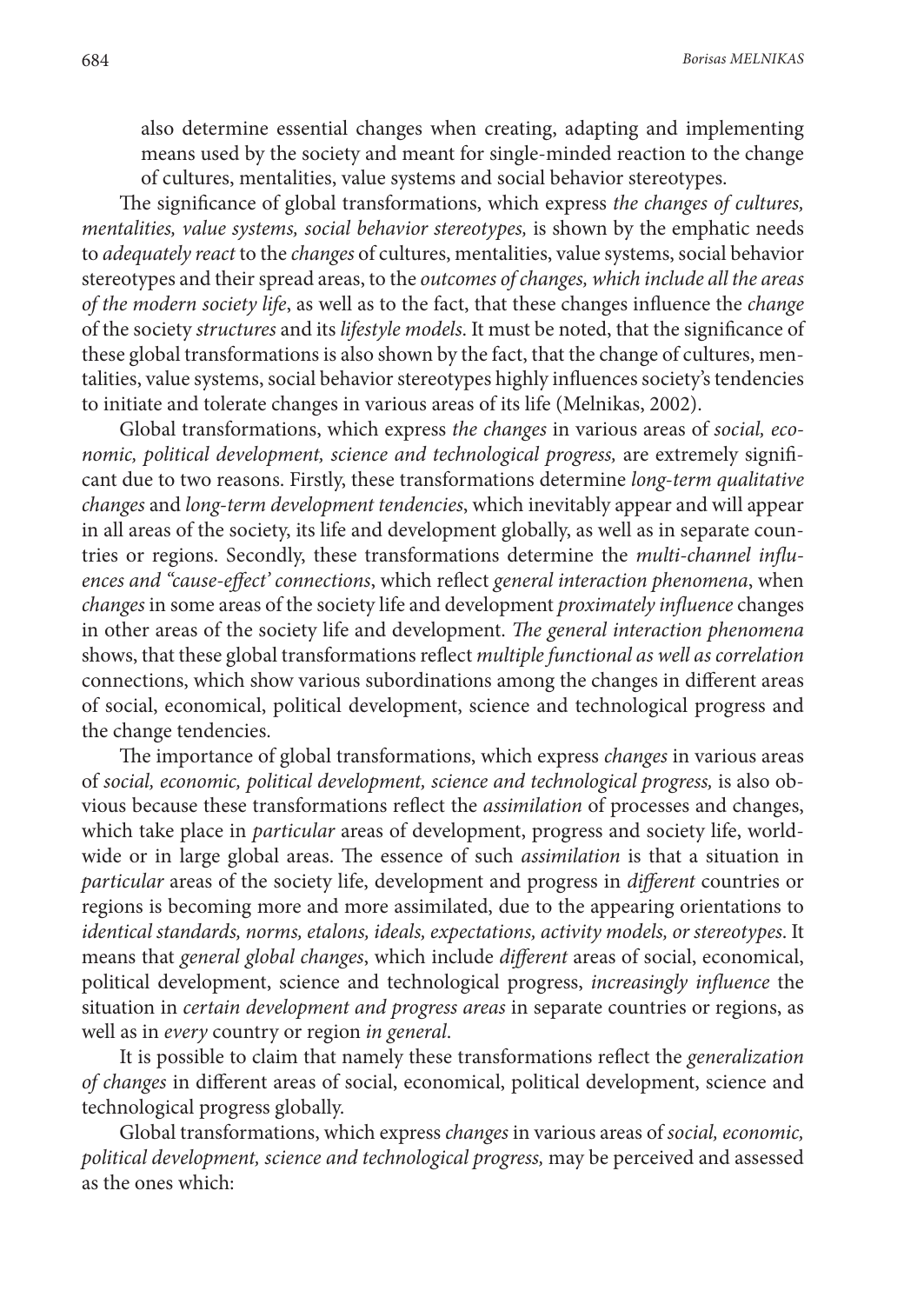also determine essential changes when creating, adapting and implementing means used by the society and meant for single-minded reaction to the change of cultures, mentalities, value systems and social behavior stereotypes.

The significance of global transformations, which express *the changes of cultures, mentalities, value systems, social behavior stereotypes,* is shown by the emphatic needs to *adequately react* to the *changes* of cultures, mentalities, value systems, social behavior stereotypes and their spread areas, to the *outcomes of changes, which include all the areas of the modern society life*, as well as to the fact, that these changes influence the *change* of the society *structures* and its *lifestyle models*. It must be noted, that the significance of these global transformations is also shown by the fact, that the change of cultures, mentalities, value systems, social behavior stereotypes highly influences society's tendencies to initiate and tolerate changes in various areas of its life (Melnikas, 2002).

Global transformations, which express *the changes* in various areas of *social, economic, political development, science and technological progress,* are extremely significant due to two reasons. Firstly, these transformations determine *long-term qualitative changes* and *long-term development tendencies*, which inevitably appear and will appear in all areas of the society, its life and development globally, as well as in separate countries or regions. Secondly, these transformations determine the *multi-channel influences and "cause-effect' connections*, which reflect *general interaction phenomena*, when *changes* in some areas of the society life and development *proximately influence* changes in other areas of the society life and development. *The general interaction phenomena* shows, that these global transformations reflect *multiple functional as well as correlation* connections, which show various subordinations among the changes in different areas of social, economical, political development, science and technological progress and the change tendencies.

The importance of global transformations, which express *changes* in various areas of *social, economic, political development, science and technological progress,* is also obvious because these transformations reflect the *assimilation* of processes and changes, which take place in *particular* areas of development, progress and society life, worldwide or in large global areas. The essence of such *assimilation* is that a situation in *particular* areas of the society life, development and progress in *different* countries or regions is becoming more and more assimilated, due to the appearing orientations to *identical standards, norms, etalons, ideals, expectations, activity models, or stereotypes*. It means that *general global changes*, which include *different* areas of social, economical, political development, science and technological progress, *increasingly influence* the situation in *certain development and progress areas* in separate countries or regions, as well as in *every* country or region *in general*.

It is possible to claim that namely these transformations reflect the *generalization of changes* in different areas of social, economical, political development, science and technological progress globally.

Global transformations, which express *changes* in various areas of *social, economic, political development, science and technological progress,* may be perceived and assessed as the ones which: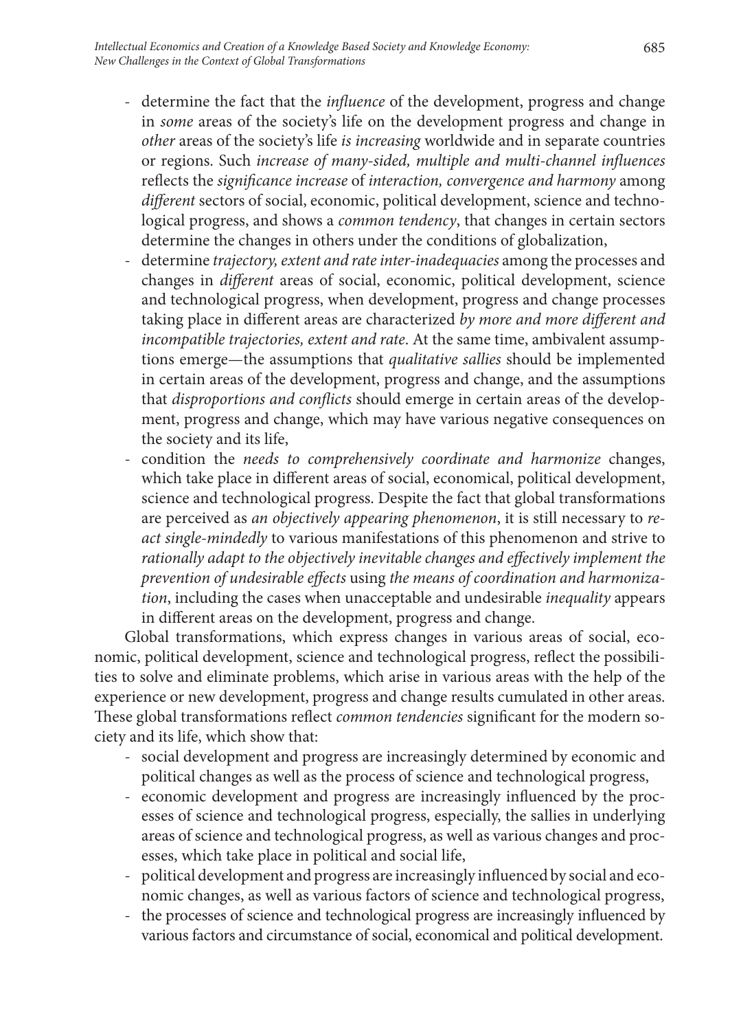- determine the fact that the *influence* of the development, progress and change in *some* areas of the society's life on the development progress and change in *other* areas of the society's life *is increasing* worldwide and in separate countries or regions. Such *increase of many-sided, multiple and multi-channel influences* reflects the *significance increase* of *interaction, convergence and harmony* among *different* sectors of social, economic, political development, science and technological progress, and shows a *common tendency*, that changes in certain sectors determine the changes in others under the conditions of globalization,
- determine *trajectory, extent and rate inter-inadequacies* among the processes and changes in *different* areas of social, economic, political development, science and technological progress, when development, progress and change processes taking place in different areas are characterized *by more and more different and incompatible trajectories, extent and rate*. At the same time, ambivalent assumptions emerge—the assumptions that *qualitative sallies* should be implemented in certain areas of the development, progress and change, and the assumptions that *disproportions and conflicts* should emerge in certain areas of the development, progress and change, which may have various negative consequences on the society and its life,
- condition the *needs to comprehensively coordinate and harmonize* changes, which take place in different areas of social, economical, political development, science and technological progress. Despite the fact that global transformations are perceived as *an objectively appearing phenomenon*, it is still necessary to *react single-mindedly* to various manifestations of this phenomenon and strive to *rationally adapt to the objectively inevitable changes and effectively implement the prevention of undesirable effects* using *the means of coordination and harmonization*, including the cases when unacceptable and undesirable *inequality* appears in different areas on the development, progress and change.

Global transformations, which express changes in various areas of social, economic, political development, science and technological progress, reflect the possibilities to solve and eliminate problems, which arise in various areas with the help of the experience or new development, progress and change results cumulated in other areas. These global transformations reflect *common tendencies* significant for the modern society and its life, which show that:

- social development and progress are increasingly determined by economic and political changes as well as the process of science and technological progress,
- economic development and progress are increasingly influenced by the processes of science and technological progress, especially, the sallies in underlying areas of science and technological progress, as well as various changes and processes, which take place in political and social life,
- political development and progress are increasingly influenced by social and economic changes, as well as various factors of science and technological progress,
- the processes of science and technological progress are increasingly influenced by various factors and circumstance of social, economical and political development.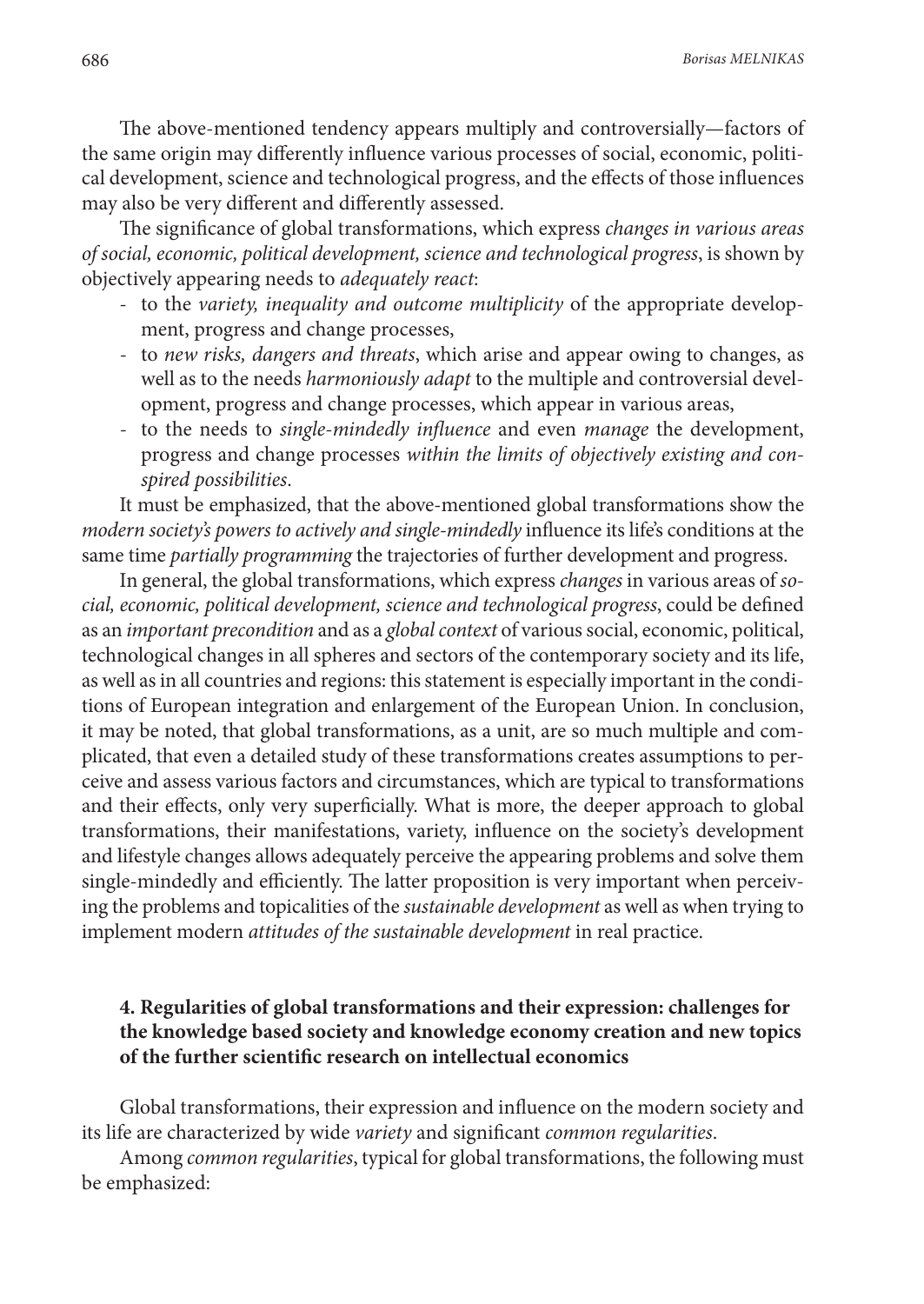The above-mentioned tendency appears multiply and controversially—factors of the same origin may differently influence various processes of social, economic, political development, science and technological progress, and the effects of those influences may also be very different and differently assessed.

The significance of global transformations, which express *changes in various areas of social, economic, political development, science and technological progress*, is shown by objectively appearing needs to *adequately react*:

- to the *variety, inequality and outcome multiplicity* of the appropriate development, progress and change processes,
- to *new risks, dangers and threats*, which arise and appear owing to changes, as well as to the needs *harmoniously adapt* to the multiple and controversial development, progress and change processes, which appear in various areas,
- to the needs to *single-mindedly influence* and even *manage* the development, progress and change processes *within the limits of objectively existing and conspired possibilities*.

It must be emphasized, that the above-mentioned global transformations show the *modern society's powers to actively and single-mindedly* influence its life's conditions at the same time *partially programming* the trajectories of further development and progress.

In general, the global transformations, which express *changes* in various areas of *social, economic, political development, science and technological progress*, could be defined as an *important precondition* and as a *global context* of various social, economic, political, technological changes in all spheres and sectors of the contemporary society and its life, as well as in all countries and regions: this statement is especially important in the conditions of European integration and enlargement of the European Union. In conclusion, it may be noted, that global transformations, as a unit, are so much multiple and complicated, that even a detailed study of these transformations creates assumptions to perceive and assess various factors and circumstances, which are typical to transformations and their effects, only very superficially. What is more, the deeper approach to global transformations, their manifestations, variety, influence on the society's development and lifestyle changes allows adequately perceive the appearing problems and solve them single-mindedly and efficiently. The latter proposition is very important when perceiving the problems and topicalities of the *sustainable development* as well as when trying to implement modern *attitudes of the sustainable development* in real practice.

## 4. Regularities of global transformations and their expression: challenges for the knowledge based society and knowledge economy creation and new topics of the further scientific research on intellectual economics

Global transformations, their expression and influence on the modern society and its life are characterized by wide *variety* and significant *common regularities*.

Among *common regularities*, typical for global transformations, the following must be emphasized: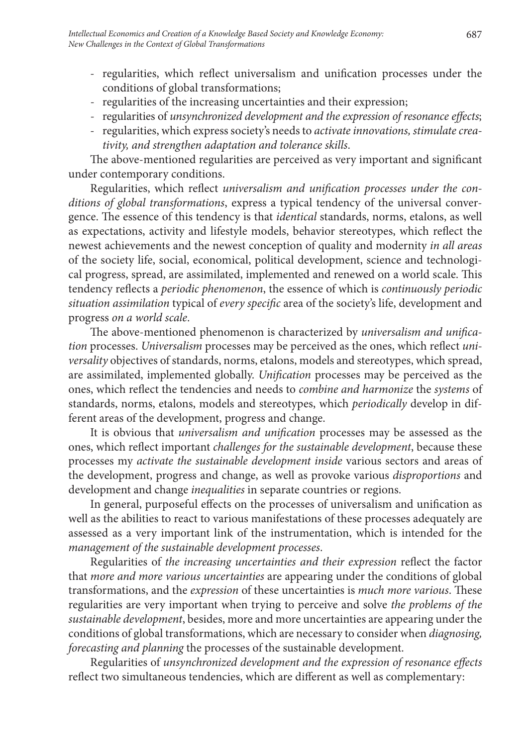- regularities, which reflect universalism and unification processes under the conditions of global transformations;
- regularities of the increasing uncertainties and their expression;
- regularities of *unsynchronized development and the expression of resonance effects*;
- regularities, which express society's needs to *activate innovations, stimulate creativity, and strengthen adaptation and tolerance skills*.

The above-mentioned regularities are perceived as very important and significant under contemporary conditions.

Regularities, which reflect *universalism and unification processes under the conditions of global transformations*, express a typical tendency of the universal convergence. The essence of this tendency is that *identical* standards, norms, etalons, as well as expectations, activity and lifestyle models, behavior stereotypes, which reflect the newest achievements and the newest conception of quality and modernity *in all areas* of the society life, social, economical, political development, science and technological progress, spread, are assimilated, implemented and renewed on a world scale. This tendency reflects a *periodic phenomenon*, the essence of which is *continuously periodic situation assimilation* typical of *every specific* area of the society's life, development and progress *on a world scale*.

The above-mentioned phenomenon is characterized by *universalism and unification* processes. *Universalism* processes may be perceived as the ones, which reflect *universality* objectives of standards, norms, etalons, models and stereotypes, which spread, are assimilated, implemented globally. *Unification* processes may be perceived as the ones, which reflect the tendencies and needs to *combine and harmonize* the *systems* of standards, norms, etalons, models and stereotypes, which *periodically* develop in different areas of the development, progress and change.

It is obvious that *universalism and unification* processes may be assessed as the ones, which reflect important *challenges for the sustainable development*, because these processes my *activate the sustainable development inside* various sectors and areas of the development, progress and change, as well as provoke various *disproportions* and development and change *inequalities* in separate countries or regions.

In general, purposeful effects on the processes of universalism and unification as well as the abilities to react to various manifestations of these processes adequately are assessed as a very important link of the instrumentation, which is intended for the *management of the sustainable development processes*.

Regularities of *the increasing uncertainties and their expression* reflect the factor that *more and more various uncertainties* are appearing under the conditions of global transformations, and the *expression* of these uncertainties is *much more various*. These regularities are very important when trying to perceive and solve *the problems of the sustainable development*, besides, more and more uncertainties are appearing under the conditions of global transformations, which are necessary to consider when *diagnosing, forecasting and planning* the processes of the sustainable development.

Regularities of *unsynchronized development and the expression of resonance effects* reflect two simultaneous tendencies, which are different as well as complementary: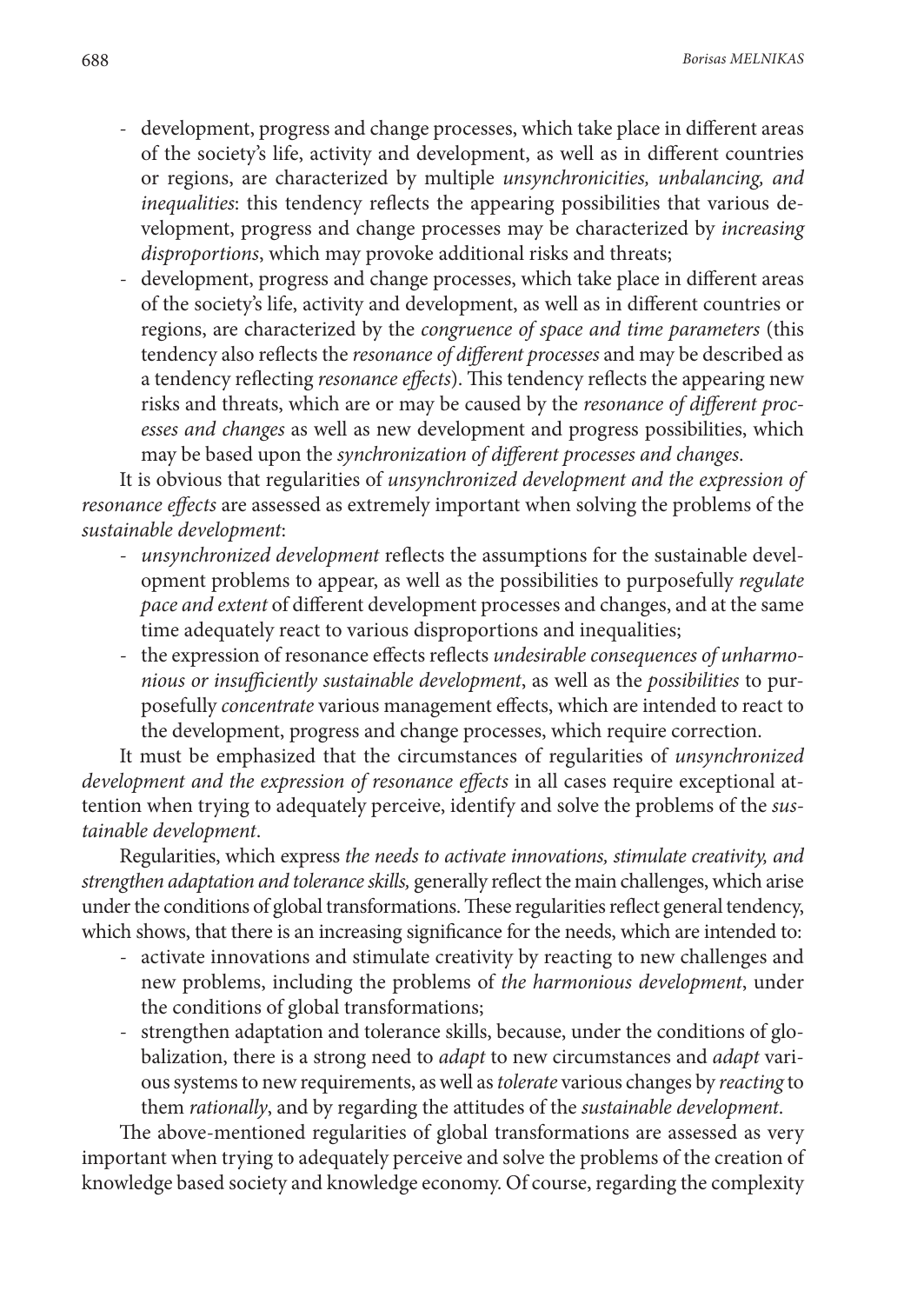- development, progress and change processes, which take place in different areas of the society's life, activity and development, as well as in different countries or regions, are characterized by multiple *unsynchronicities, unbalancing, and inequalities*: this tendency reflects the appearing possibilities that various development, progress and change processes may be characterized by *increasing disproportions*, which may provoke additional risks and threats;
- development, progress and change processes, which take place in different areas of the society's life, activity and development, as well as in different countries or regions, are characterized by the *congruence of space and time parameters* (this tendency also reflects the *resonance of different processes* and may be described as a tendency reflecting *resonance effects*). This tendency reflects the appearing new risks and threats, which are or may be caused by the *resonance of different processes and changes* as well as new development and progress possibilities, which may be based upon the *synchronization of different processes and changes*.

It is obvious that regularities of *unsynchronized development and the expression of resonance effects* are assessed as extremely important when solving the problems of the *sustainable development*:

- *unsynchronized development* reflects the assumptions for the sustainable development problems to appear, as well as the possibilities to purposefully *regulate pace and extent* of different development processes and changes, and at the same time adequately react to various disproportions and inequalities;
- the expression of resonance effects reflects *undesirable consequences of unharmonious or insufficiently sustainable development*, as well as the *possibilities* to purposefully *concentrate* various management effects, which are intended to react to the development, progress and change processes, which require correction.

It must be emphasized that the circumstances of regularities of *unsynchronized development and the expression of resonance effects* in all cases require exceptional attention when trying to adequately perceive, identify and solve the problems of the *sustainable development*.

Regularities, which express *the needs to activate innovations, stimulate creativity, and strengthen adaptation and tolerance skills,* generally reflect the main challenges, which arise under the conditions of global transformations. These regularities reflect general tendency, which shows, that there is an increasing significance for the needs, which are intended to:

- activate innovations and stimulate creativity by reacting to new challenges and new problems, including the problems of *the harmonious development*, under the conditions of global transformations;
- strengthen adaptation and tolerance skills, because, under the conditions of globalization, there is a strong need to *adapt* to new circumstances and *adapt* various systems to new requirements, as well as *tolerate* various changes by *reacting* to them *rationally*, and by regarding the attitudes of the *sustainable development*.

The above-mentioned regularities of global transformations are assessed as very important when trying to adequately perceive and solve the problems of the creation of knowledge based society and knowledge economy. Of course, regarding the complexity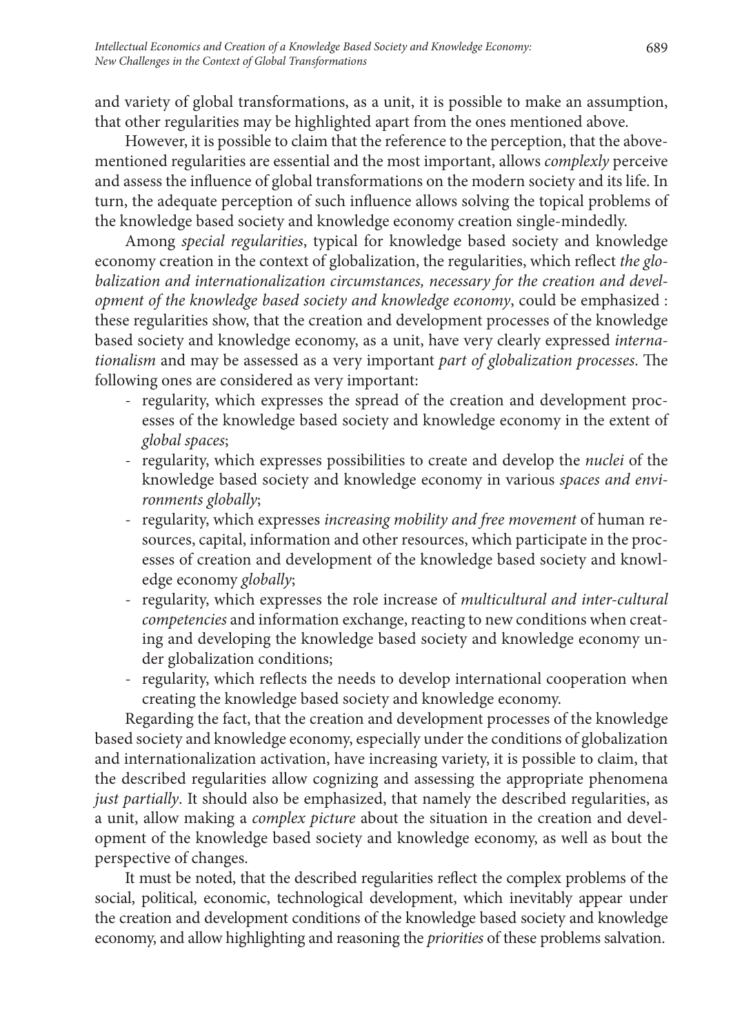and variety of global transformations, as a unit, it is possible to make an assumption, that other regularities may be highlighted apart from the ones mentioned above.

However, it is possible to claim that the reference to the perception, that the above-mentioned regularities are essential and the most important, allows *complexly* perceive and assess the influence of global transformations on the modern society and its life. In turn, the adequate perception of such influence allows solving the topical problems of the knowledge based society and knowledge economy creation single-mindedly.

Among *special regularities*, typical for knowledge based society and knowledge economy creation in the context of globalization, the regularities, which reflect *the globalization and internationalization circumstances, necessary for the creation and development of the knowledge based society and knowledge economy*, could be emphasized : these regularities show, that the creation and development processes of the knowledge based society and knowledge economy, as a unit, have very clearly expressed *internationalism* and may be assessed as a very important *part of globalization processes*. The following ones are considered as very important:

- regularity, which expresses the spread of the creation and development processes of the knowledge based society and knowledge economy in the extent of *global spaces*;
- regularity, which expresses possibilities to create and develop the *nuclei* of the knowledge based society and knowledge economy in various *spaces and environments globally*;
- regularity, which expresses *increasing mobility and free movement* of human resources, capital, information and other resources, which participate in the processes of creation and development of the knowledge based society and knowledge economy *globally*;
- regularity, which expresses the role increase of *multicultural and inter-cultural competencies* and information exchange, reacting to new conditions when creating and developing the knowledge based society and knowledge economy under globalization conditions;
- regularity, which reflects the needs to develop international cooperation when creating the knowledge based society and knowledge economy.

Regarding the fact, that the creation and development processes of the knowledge based society and knowledge economy, especially under the conditions of globalization and internationalization activation, have increasing variety, it is possible to claim, that the described regularities allow cognizing and assessing the appropriate phenomena *just partially*. It should also be emphasized, that namely the described regularities, as a unit, allow making a *complex picture* about the situation in the creation and development of the knowledge based society and knowledge economy, as well as bout the perspective of changes.

It must be noted, that the described regularities reflect the complex problems of the social, political, economic, technological development, which inevitably appear under the creation and development conditions of the knowledge based society and knowledge economy, and allow highlighting and reasoning the *priorities* of these problems salvation.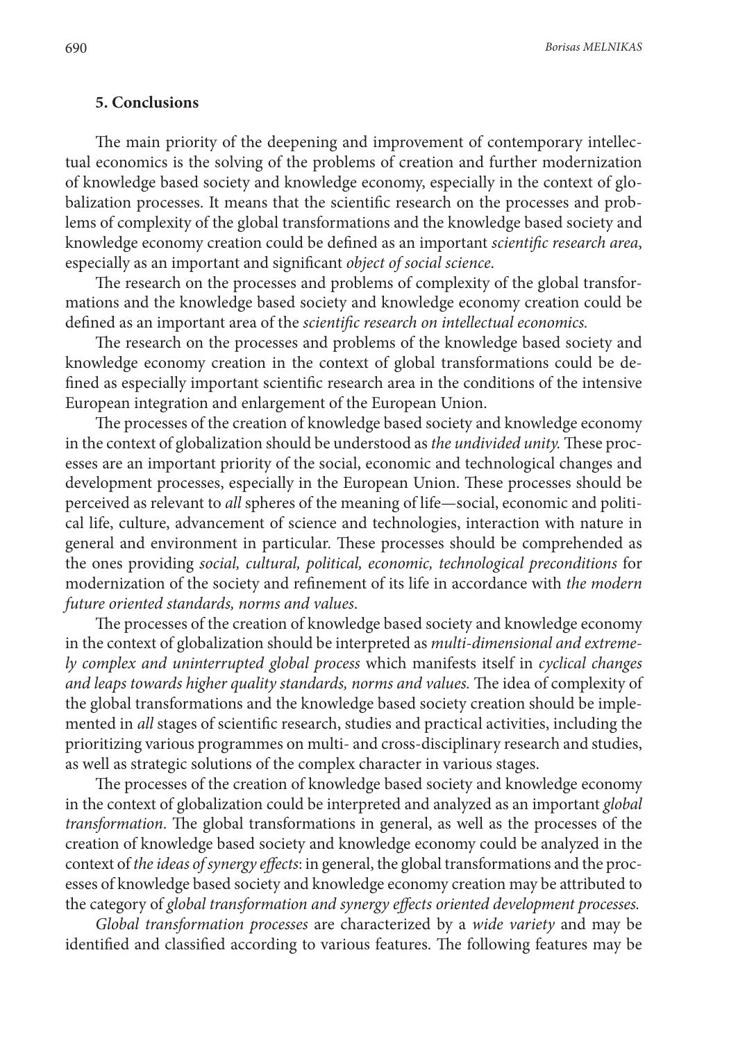## 5. Conclusions

The main priority of the deepening and improvement of contemporary intellectual economics is the solving of the problems of creation and further modernization of knowledge based society and knowledge economy, especially in the context of globalization processes. It means that the scientific research on the processes and problems of complexity of the global transformations and the knowledge based society and knowledge economy creation could be defined as an important *scientific research area*, especially as an important and significant *object of social science*.

The research on the processes and problems of complexity of the global transformations and the knowledge based society and knowledge economy creation could be defined as an important area of the *scientific research on intellectual economics.*

The research on the processes and problems of the knowledge based society and knowledge economy creation in the context of global transformations could be defined as especially important scientific research area in the conditions of the intensive European integration and enlargement of the European Union.

The processes of the creation of knowledge based society and knowledge economy in the context of globalization should be understood as *the undivided unity.* These processes are an important priority of the social, economic and technological changes and development processes, especially in the European Union. These processes should be perceived as relevant to *all* spheres of the meaning of life—social, economic and political life, culture, advancement of science and technologies, interaction with nature in general and environment in particular. These processes should be comprehended as the ones providing *social, cultural, political, economic, technological preconditions* for modernization of the society and refinement of its life in accordance with *the modern future oriented standards, norms and values*.

The processes of the creation of knowledge based society and knowledge economy in the context of globalization should be interpreted as *multi-dimensional and extremely complex and uninterrupted global process* which manifests itself in *cyclical changes and leaps towards higher quality standards, norms and values.* The idea of complexity of the global transformations and the knowledge based society creation should be implemented in *all* stages of scientific research, studies and practical activities, including the prioritizing various programmes on multi- and cross-disciplinary research and studies, as well as strategic solutions of the complex character in various stages.

The processes of the creation of knowledge based society and knowledge economy in the context of globalization could be interpreted and analyzed as an important *global transformation*. The global transformations in general, as well as the processes of the creation of knowledge based society and knowledge economy could be analyzed in the context of *the ideas of synergy effects*: in general, the global transformations and the processes of knowledge based society and knowledge economy creation may be attributed to the category of *global transformation and synergy effects oriented development processes.*

*Global transformation processes* are characterized by a *wide variety* and may be identified and classified according to various features. The following features may be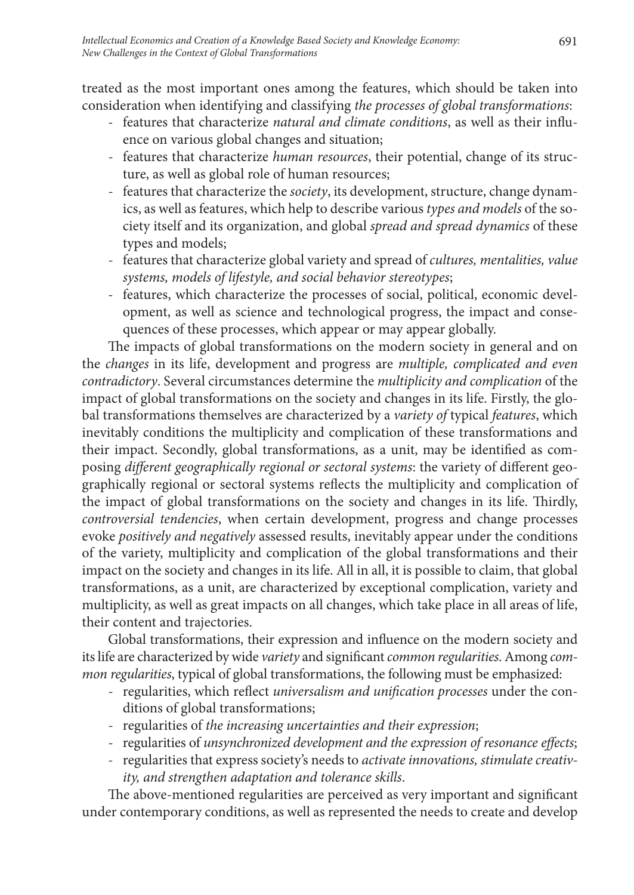treated as the most important ones among the features, which should be taken into consideration when identifying and classifying *the processes of global transformations*:

- features that characterize *natural and climate conditions*, as well as their influence on various global changes and situation;
- features that characterize *human resources*, their potential, change of its structure, as well as global role of human resources;
- features that characterize the *society*, its development, structure, change dynamics, as well as features, which help to describe various *types and models* of the society itself and its organization, and global *spread and spread dynamics* of these types and models;
- features that characterize global variety and spread of *cultures, mentalities, value systems, models of lifestyle, and social behavior stereotypes*;
- features, which characterize the processes of social, political, economic development, as well as science and technological progress, the impact and consequences of these processes, which appear or may appear globally.

The impacts of global transformations on the modern society in general and on the *changes* in its life, development and progress are *multiple, complicated and even contradictory*. Several circumstances determine the *multiplicity and complication* of the impact of global transformations on the society and changes in its life. Firstly, the global transformations themselves are characterized by a *variety of* typical *features*, which inevitably conditions the multiplicity and complication of these transformations and their impact. Secondly, global transformations, as a unit, may be identified as composing *different geographically regional or sectoral systems*: the variety of different geographically regional or sectoral systems reflects the multiplicity and complication of the impact of global transformations on the society and changes in its life. Thirdly, *controversial tendencies*, when certain development, progress and change processes evoke *positively and negatively* assessed results, inevitably appear under the conditions of the variety, multiplicity and complication of the global transformations and their impact on the society and changes in its life. All in all, it is possible to claim, that global transformations, as a unit, are characterized by exceptional complication, variety and multiplicity, as well as great impacts on all changes, which take place in all areas of life, their content and trajectories.

Global transformations, their expression and influence on the modern society and its life are characterized by wide *variety* and significant *common regularities*. Among *common regularities*, typical of global transformations, the following must be emphasized:

- regularities, which reflect *universalism and unification processes* under the conditions of global transformations;
- regularities of *the increasing uncertainties and their expression*;
- regularities of *unsynchronized development and the expression of resonance effects*;
- regularities that express society's needs to *activate innovations, stimulate creativity, and strengthen adaptation and tolerance skills*.

The above-mentioned regularities are perceived as very important and significant under contemporary conditions, as well as represented the needs to create and develop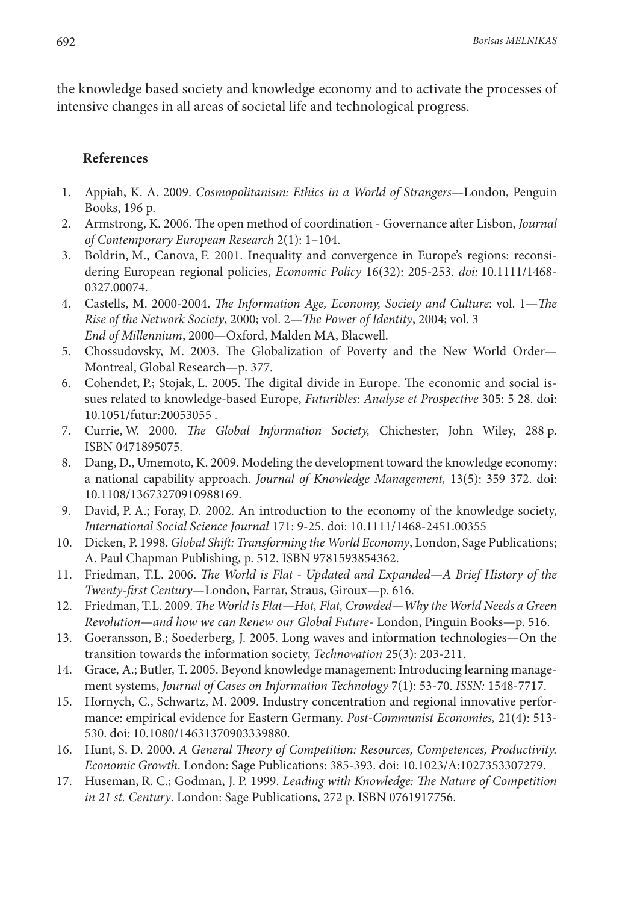the knowledge based society and knowledge economy and to activate the processes of intensive changes in all areas of societal life and technological progress.

## References

1. Appiah, K. A. 2009. *Cosmopolitanism: Ethics in a World of Strangers*—London, Penguin Books, 196 p.
2. Armstrong, K. 2006. The open method of coordination - Governance after Lisbon, *Journal of Contemporary European Research* 2(1): 1–104.
3. Boldrin, M., Canova, F. 2001. Inequality and convergence in Europe's regions: reconsidering European regional policies, *Economic Policy* 16(32): 205-253. *doi:* 10.1111/1468-0327.00074.
4. Castells, M. 2000-2004. *The Information Age, Economy, Society and Culture*: vol. 1—*The Rise of the Network Society*, 2000; vol. 2—*The Power of Identity*, 2004; vol. 3 *End of Millennium*, 2000—Oxford, Malden MA, Blacwell.
5. Chossudovsky, M. 2003. The Globalization of Poverty and the New World Order—Montreal, Global Research—p. 377.
6. Cohendet, P.; Stojak, L. 2005. The digital divide in Europe. The economic and social issues related to knowledge-based Europe, *Futuribles: Analyse et Prospective* 305: 5 28. doi: 10.1051/futur:20053055 .
7. Currie, W. 2000. *The Global Information Society,* Chichester, John Wiley, 288 p. ISBN 0471895075.
8. Dang, D., Umemoto, K. 2009. Modeling the development toward the knowledge economy: a national capability approach. *Journal of Knowledge Management,* 13(5): 359 372. doi: 10.1108/13673270910988169.
9. David, P. A.; Foray, D. 2002. An introduction to the economy of the knowledge society, *International Social Science Journal* 171: 9-25. doi: 10.1111/1468-2451.00355
10. Dicken, P. 1998. *Global Shift: Transforming the World Economy*, London, Sage Publications; A. Paul Chapman Publishing, p. 512. ISBN 9781593854362.
11. Friedman, T.L. 2006. *The World is Flat - Updated and Expanded—A Brief History of the Twenty-first Century*—London, Farrar, Straus, Giroux—p. 616.
12. Friedman, T.L. 2009. *The World is Flat—Hot, Flat, Crowded—Why the World Needs a Green Revolution—and how we can Renew our Global Future-* London, Pinguin Books—p. 516.
13. Goeransson, B.; Soederberg, J. 2005. Long waves and information technologies—On the transition towards the information society, *Technovation* 25(3): 203-211.
14. Grace, A.; Butler, T. 2005. Beyond knowledge management: Introducing learning management systems, *Journal of Cases on Information Technology* 7(1): 53-70. *ISSN:* 1548-7717.
15. Hornych, C., Schwartz, M. 2009. Industry concentration and regional innovative performance: empirical evidence for Eastern Germany. *Post-Communist Economies,* 21(4): 513-530. doi: 10.1080/14631370903339880.
16. Hunt, S. D. 2000. *A General Theory of Competition: Resources, Competences, Productivity. Economic Growth*. London: Sage Publications: 385-393. doi: 10.1023/A:1027353307279.
17. Huseman, R. C.; Godman, J. P. 1999. *Leading with Knowledge: The Nature of Competition in 21 st. Century*. London: Sage Publications, 272 p. ISBN 0761917756.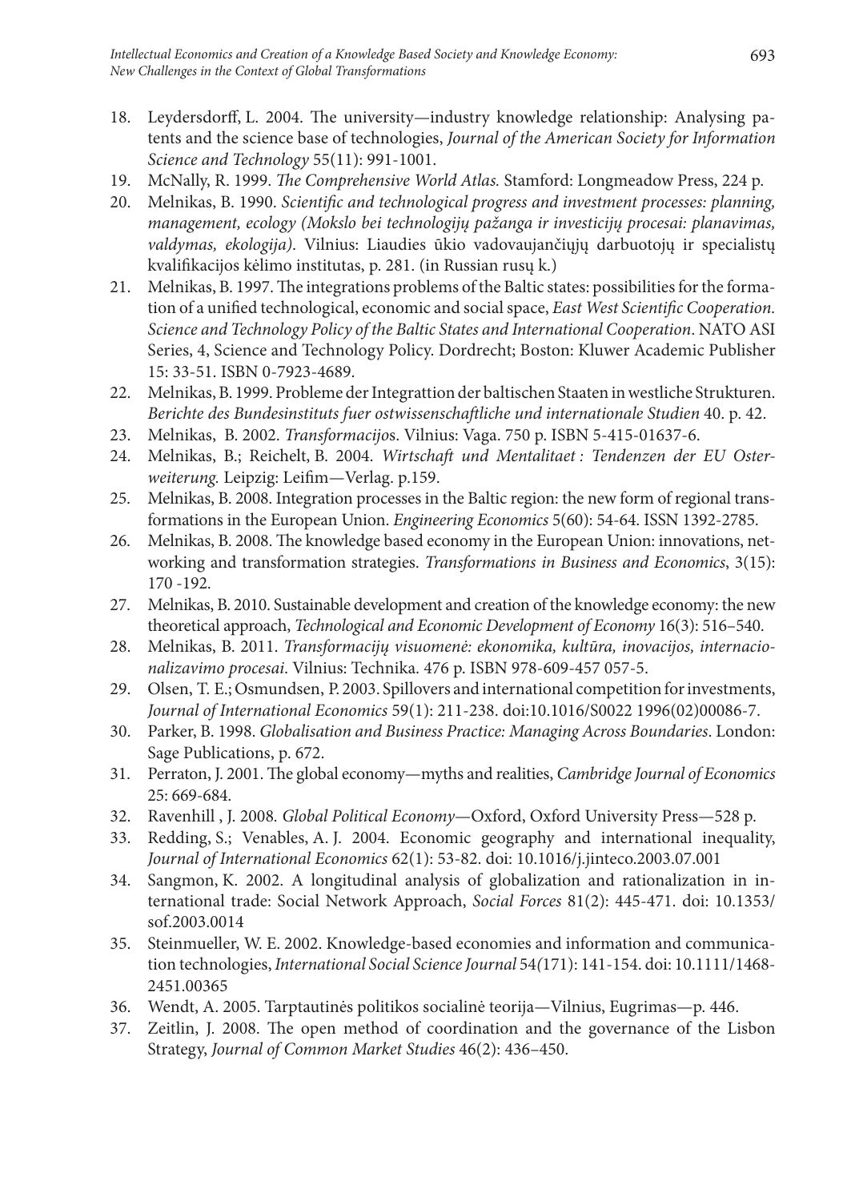18. Leydersdorff, L. 2004. The university—industry knowledge relationship: Analysing patents and the science base of technologies, *Journal of the American Society for Information Science and Technology* 55(11): 991-1001.
19. McNally, R. 1999. *The Comprehensive World Atlas.* Stamford: Longmeadow Press, 224 p.
20. Melnikas, B. 1990. *Scientific and technological progress and investment processes: planning, management, ecology (Mokslo bei technologijų pažanga ir investicijų procesai: planavimas, valdymas, ekologija)*. Vilnius: Liaudies ūkio vadovaujančiųjų darbuotojų ir specialistų kvalifikacijos kėlimo institutas, p. 281. (in Russian rusų k.)
21. Melnikas, B. 1997. The integrations problems of the Baltic states: possibilities for the formation of a unified technological, economic and social space, *East West Scientific Cooperation. Science and Technology Policy of the Baltic States and International Cooperation*. NATO ASI Series, 4, Science and Technology Policy. Dordrecht; Boston: Kluwer Academic Publisher 15: 33-51. ISBN 0-7923-4689.
22. Melnikas, B. 1999. Probleme der Integrattion der baltischen Staaten in westliche Strukturen. *Berichte des Bundesinstituts fuer ostwissenschaftliche und internationale Studien* 40. p. 42.
23. Melnikas, B. 2002. *Transformacijo*s. Vilnius: Vaga. 750 p. ISBN 5-415-01637-6.
24. Melnikas, B.; Reichelt, B. 2004. *Wirtschaft und Mentalitaet : Tendenzen der EU Osterweiterung.* Leipzig: Leifim—Verlag. p.159.
25. Melnikas, B. 2008. Integration processes in the Baltic region: the new form of regional transformations in the European Union. *Engineering Economics* 5(60): 54-64. ISSN 1392-2785.
26. Melnikas, B. 2008. The knowledge based economy in the European Union: innovations, networking and transformation strategies. *Transformations in Business and Economics*, 3(15): 170 -192.
27. Melnikas, B. 2010. Sustainable development and creation of the knowledge economy: the new theoretical approach, *Technological and Economic Development of Economy* 16(3): 516–540.
28. Melnikas, B. 2011. *Transformacijų visuomenė: ekonomika, kultūra, inovacijos, internacionalizavimo procesai*. Vilnius: Technika. 476 p. ISBN 978-609-457 057-5.
29. Olsen, T. E.; Osmundsen, P. 2003. Spillovers and international competition for investments, *Journal of International Economics* 59(1): 211-238. doi:10.1016/S0022 1996(02)00086-7.
30. Parker, B. 1998. *Globalisation and Business Practice: Managing Across Boundaries*. London: Sage Publications, p. 672.
31. Perraton, J. 2001. The global economy—myths and realities, *Cambridge Journal of Economics* 25: 669-684.
32. Ravenhill , J. 2008. *Global Political Economy*—Oxford, Oxford University Press—528 p.
33. Redding, S.; Venables, A. J. 2004. Economic geography and international inequality, *Journal of International Economics* 62(1): 53-82. doi: 10.1016/j.jinteco.2003.07.001
34. Sangmon, K. 2002. A longitudinal analysis of globalization and rationalization in international trade: Social Network Approach, *Social Forces* 81(2): 445-471. doi: 10.1353/sof.2003.0014
35. Steinmueller, W. E. 2002. Knowledge-based economies and information and communication technologies, *International Social Science Journal* 54(171): 141-154. doi: 10.1111/1468-2451.00365
36. Wendt, A. 2005. Tarptautinės politikos socialinė teorija—Vilnius, Eugrimas—p. 446.
37. Zeitlin, J. 2008. The open method of coordination and the governance of the Lisbon Strategy, *Journal of Common Market Studies* 46(2): 436–450.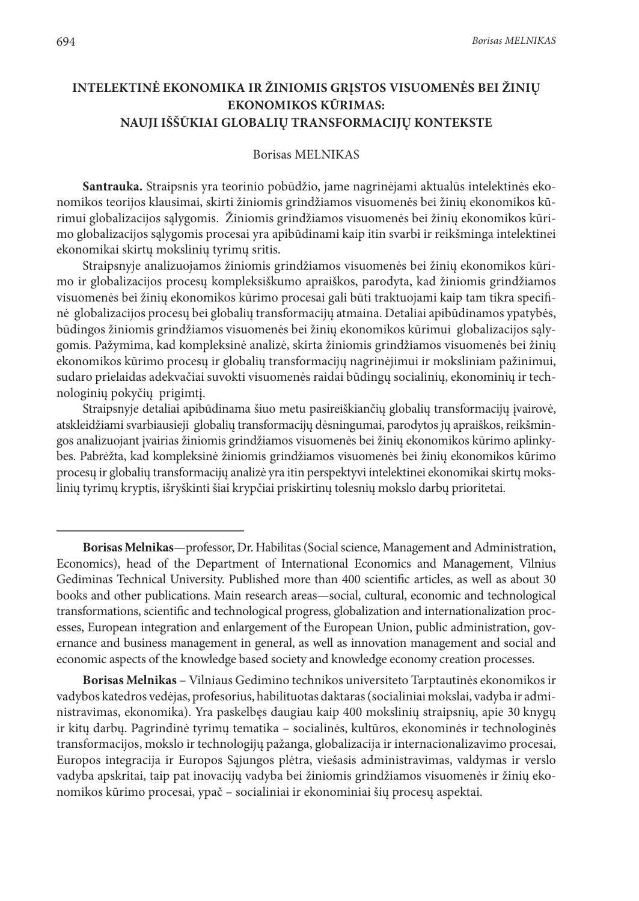# INTELEKTINĖ EKONOMIKA IR ŽINIOMIS GRĮSTOS VISUOMENĖS BEI ŽINIŲ EKONOMIKOS KŪRIMAS: NAUJI IŠŠŪKIAI GLOBALIŲ TRANSFORMACIJŲ KONTEKSTE

Borisas MELNIKAS

**Santrauka.** Straipsnis yra teorinio pobūdžio, jame nagrinėjami aktualūs intelektinės ekonomikos teorijos klausimai, skirti žiniomis grindžiamos visuomenės bei žinių ekonomikos kūrimui globalizacijos sąlygomis. Žiniomis grindžiamos visuomenės bei žinių ekonomikos kūrimo globalizacijos sąlygomis procesai yra apibūdinami kaip itin svarbi ir reikšminga intelektinei ekonomikai skirtų mokslinių tyrimų sritis.

Straipsnyje analizuojamos žiniomis grindžiamos visuomenės bei žinių ekonomikos kūrimo ir globalizacijos procesų kompleksiškumo apraiškos, parodyta, kad žiniomis grindžiamos visuomenės bei žinių ekonomikos kūrimo procesai gali būti traktuojami kaip tam tikra specifinė globalizacijos procesų bei globalių transformacijų atmaina. Detaliai apibūdinamos ypatybės, būdingos žiniomis grindžiamos visuomenės bei žinių ekonomikos kūrimui globalizacijos sąlygomis. Pažymima, kad kompleksinė analizė, skirta žiniomis grindžiamos visuomenės bei žinių ekonomikos kūrimo procesų ir globalių transformacijų nagrinėjimui ir moksliniam pažinimui, sudaro prielaidas adekvačiai suvokti visuomenės raidai būdingų socialinių, ekonominių ir technologinių pokyčių prigimtį.

Straipsnyje detaliai apibūdinama šiuo metu pasireiškiančių globalių transformacijų įvairovė, atskleidžiami svarbiausieji globalių transformacijų dėsningumai, parodytos jų apraiškos, reikšmingos analizuojant įvairias žiniomis grindžiamos visuomenės bei žinių ekonomikos kūrimo aplinkybes. Pabrėžta, kad kompleksinė žiniomis grindžiamos visuomenės bei žinių ekonomikos kūrimo procesų ir globalių transformacijų analizė yra itin perspektyvi intelektinei ekonomikai skirtų mokslinių tyrimų kryptis, išryškinti šiai krypčiai priskirtinų tolesnių mokslo darbų prioritetai.

---

**Borisas Melnikas**—professor, Dr. Habilitas (Social science, Management and Administration, Economics), head of the Department of International Economics and Management, Vilnius Gediminas Technical University. Published more than 400 scientific articles, as well as about 30 books and other publications. Main research areas—social, cultural, economic and technological transformations, scientific and technological progress, globalization and internationalization processes, European integration and enlargement of the European Union, public administration, governance and business management in general, as well as innovation management and social and economic aspects of the knowledge based society and knowledge economy creation processes.

**Borisas Melnikas** – Vilniaus Gedimino technikos universiteto Tarptautinės ekonomikos ir vadybos katedros vedėjas, profesorius, habilituotas daktaras (socialiniai mokslai, vadyba ir administravimas, ekonomika). Yra paskelbęs daugiau kaip 400 mokslinių straipsnių, apie 30 knygų ir kitų darbų. Pagrindinė tyrimų tematika – socialinės, kultūros, ekonominės ir technologinės transformacijos, mokslo ir technologijų pažanga, globalizacija ir internacionalizavimo procesai, Europos integracija ir Europos Sąjungos plėtra, viešasis administravimas, valdymas ir verslo vadyba apskritai, taip pat inovacijų vadyba bei žiniomis grindžiamos visuomenės ir žinių ekonomikos kūrimo procesai, ypač – socialiniai ir ekonominiai šių procesų aspektai.